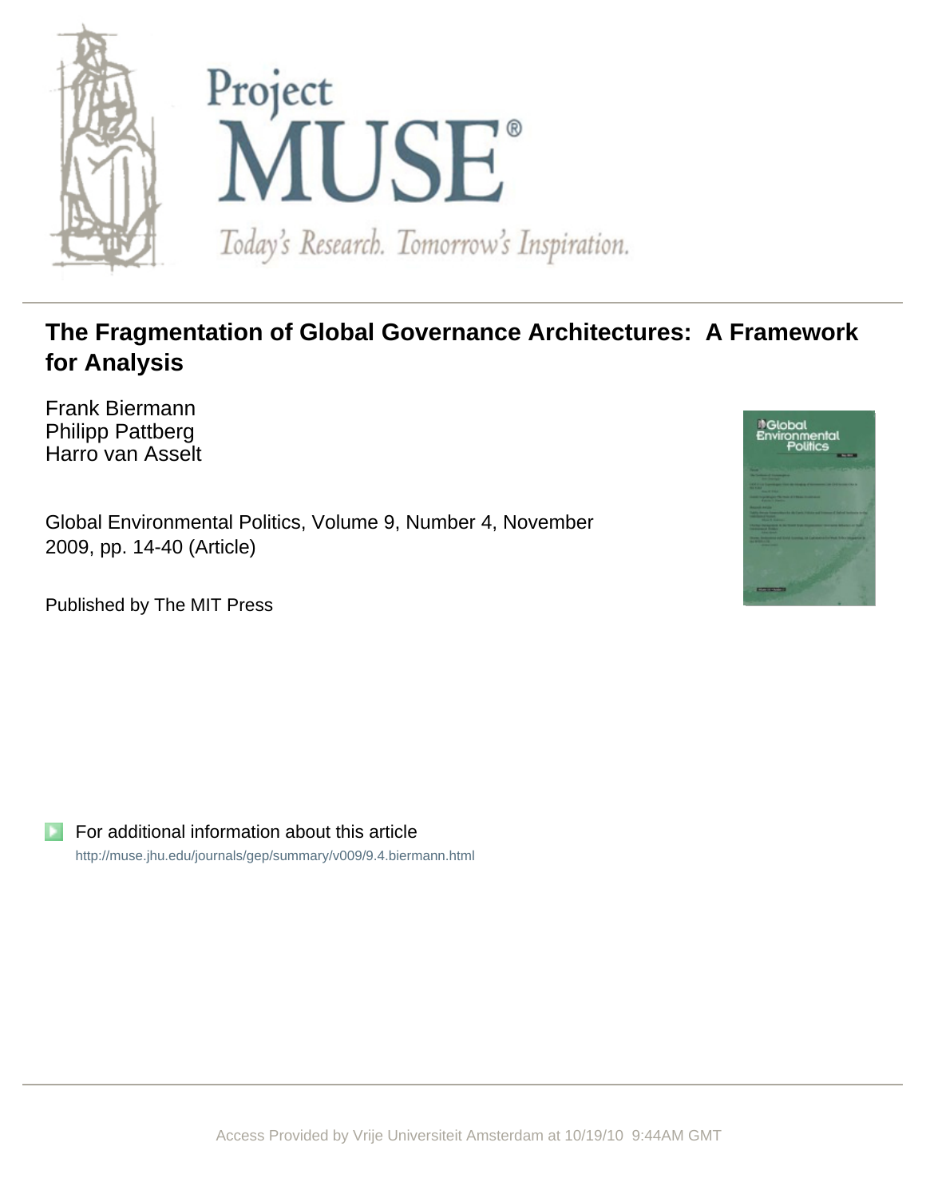# The Fragmentation of Global Governance Architectures: A Framework for Analysis

Frank Biermann
Philipp Pattberg
Harro van Asselt

Global Environmental Politics, Volume 9, Number 4, November 2009, pp. 14-40 (Article)

Published by The MIT Press

For additional information about this article

http://muse.jhu.edu/journals/gep/summary/v009/9.4.biermann.html

Access Provided by Vrije Universiteit Amsterdam at 10/19/10 9:44AM GMT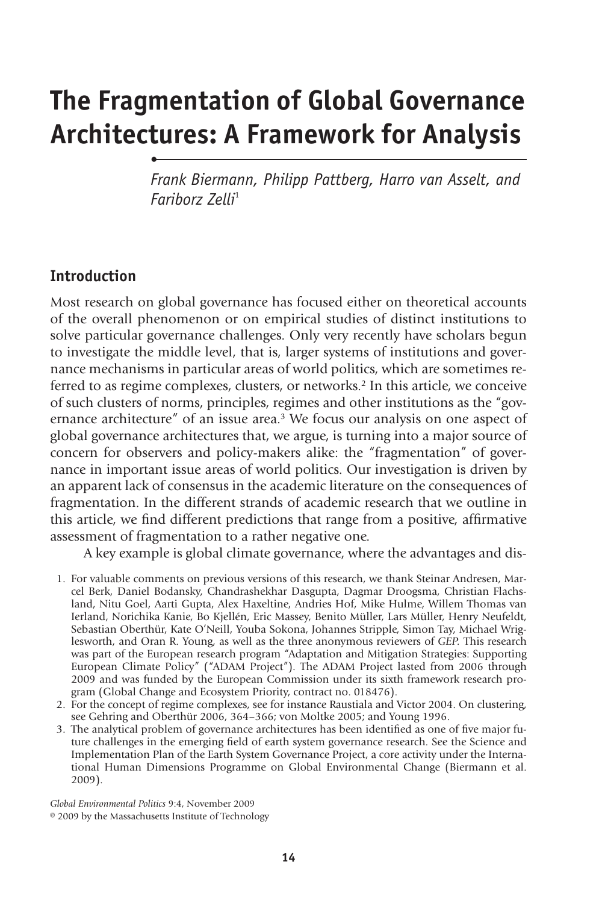# The Fragmentation of Global Governance Architectures: A Framework for Analysis

*Frank Biermann, Philipp Pattberg, Harro van Asselt, and Fariborz Zelli*[1]

## Introduction

Most research on global governance has focused either on theoretical accounts of the overall phenomenon or on empirical studies of distinct institutions to solve particular governance challenges. Only very recently have scholars begun to investigate the middle level, that is, larger systems of institutions and governance mechanisms in particular areas of world politics, which are sometimes referred to as regime complexes, clusters, or networks.[2] In this article, we conceive of such clusters of norms, principles, regimes and other institutions as the "governance architecture" of an issue area.[3] We focus our analysis on one aspect of global governance architectures that, we argue, is turning into a major source of concern for observers and policy-makers alike: the "fragmentation" of governance in important issue areas of world politics. Our investigation is driven by an apparent lack of consensus in the academic literature on the consequences of fragmentation. In the different strands of academic research that we outline in this article, we find different predictions that range from a positive, affirmative assessment of fragmentation to a rather negative one.

A key example is global climate governance, where the advantages and dis-

1. For valuable comments on previous versions of this research, we thank Steinar Andresen, Marcel Berk, Daniel Bodansky, Chandrashekhar Dasgupta, Dagmar Droogsma, Christian Flachsland, Nitu Goel, Aarti Gupta, Alex Haxeltine, Andries Hof, Mike Hulme, Willem Thomas van Ierland, Norichika Kanie, Bo Kjellén, Eric Massey, Benito Müller, Lars Müller, Henry Neufeldt, Sebastian Oberthür, Kate O'Neill, Youba Sokona, Johannes Stripple, Simon Tay, Michael Wriglesworth, and Oran R. Young, as well as the three anonymous reviewers of *GEP.* This research was part of the European research program "Adaptation and Mitigation Strategies: Supporting European Climate Policy" ("ADAM Project"). The ADAM Project lasted from 2006 through 2009 and was funded by the European Commission under its sixth framework research program (Global Change and Ecosystem Priority, contract no. 018476).
2. For the concept of regime complexes, see for instance Raustiala and Victor 2004. On clustering, see Gehring and Oberthür 2006, 364–366; von Moltke 2005; and Young 1996.
3. The analytical problem of governance architectures has been identified as one of five major future challenges in the emerging field of earth system governance research. See the Science and Implementation Plan of the Earth System Governance Project, a core activity under the International Human Dimensions Programme on Global Environmental Change (Biermann et al. 2009).

*Global Environmental Politics* 9:4, November 2009
© 2009 by the Massachusetts Institute of Technology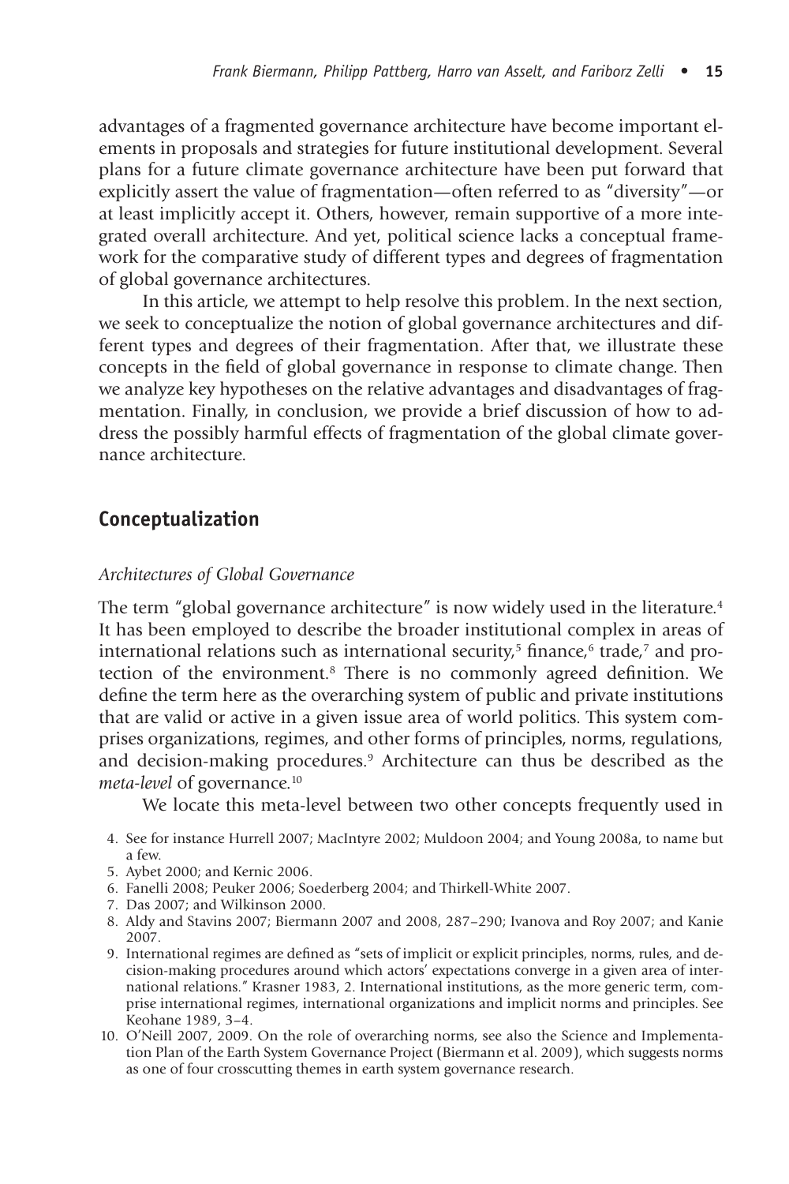advantages of a fragmented governance architecture have become important elements in proposals and strategies for future institutional development. Several plans for a future climate governance architecture have been put forward that explicitly assert the value of fragmentation—often referred to as "diversity"—or at least implicitly accept it. Others, however, remain supportive of a more integrated overall architecture. And yet, political science lacks a conceptual framework for the comparative study of different types and degrees of fragmentation of global governance architectures.

In this article, we attempt to help resolve this problem. In the next section, we seek to conceptualize the notion of global governance architectures and different types and degrees of their fragmentation. After that, we illustrate these concepts in the field of global governance in response to climate change. Then we analyze key hypotheses on the relative advantages and disadvantages of fragmentation. Finally, in conclusion, we provide a brief discussion of how to address the possibly harmful effects of fragmentation of the global climate governance architecture.

## Conceptualization

### *Architectures of Global Governance*

The term "global governance architecture" is now widely used in the literature.[4] It has been employed to describe the broader institutional complex in areas of international relations such as international security,[5] finance,[6] trade,[7] and protection of the environment.[8] There is no commonly agreed definition. We define the term here as the overarching system of public and private institutions that are valid or active in a given issue area of world politics. This system comprises organizations, regimes, and other forms of principles, norms, regulations, and decision-making procedures.[9] Architecture can thus be described as the *meta-level* of governance.[10]

We locate this meta-level between two other concepts frequently used in

4. See for instance Hurrell 2007; MacIntyre 2002; Muldoon 2004; and Young 2008a, to name but a few.
5. Aybet 2000; and Kernic 2006.
6. Fanelli 2008; Peuker 2006; Soederberg 2004; and Thirkell-White 2007.
7. Das 2007; and Wilkinson 2000.
8. Aldy and Stavins 2007; Biermann 2007 and 2008, 287–290; Ivanova and Roy 2007; and Kanie 2007.
9. International regimes are defined as "sets of implicit or explicit principles, norms, rules, and decision-making procedures around which actors' expectations converge in a given area of international relations." Krasner 1983, 2. International institutions, as the more generic term, comprise international regimes, international organizations and implicit norms and principles. See Keohane 1989, 3–4.
10. O'Neill 2007, 2009. On the role of overarching norms, see also the Science and Implementation Plan of the Earth System Governance Project (Biermann et al. 2009), which suggests norms as one of four crosscutting themes in earth system governance research.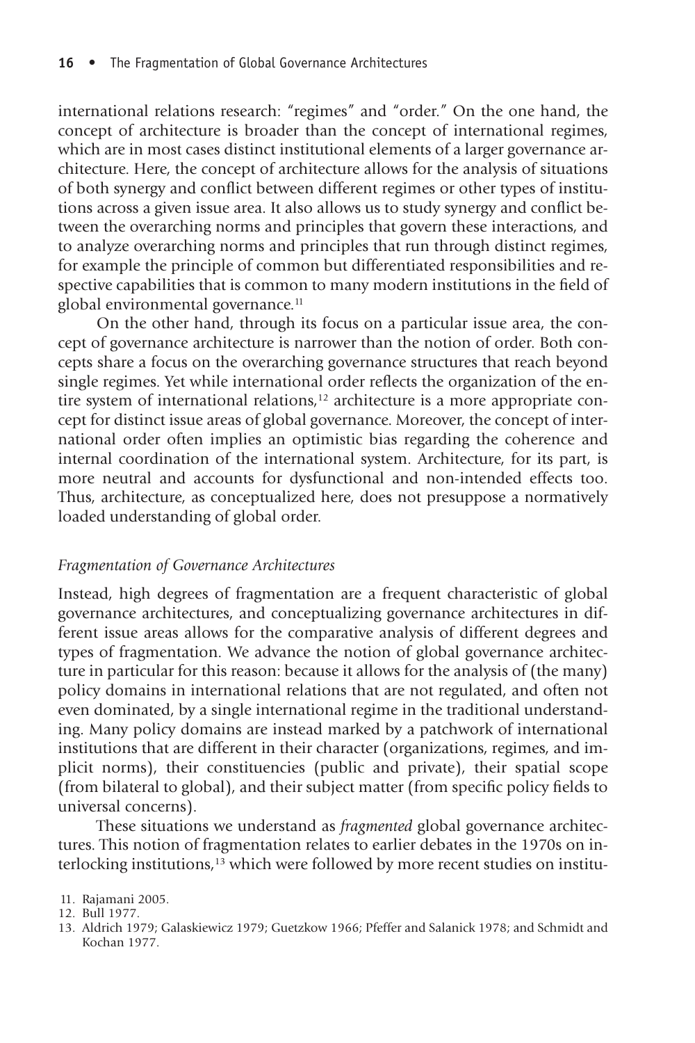international relations research: "regimes" and "order." On the one hand, the concept of architecture is broader than the concept of international regimes, which are in most cases distinct institutional elements of a larger governance architecture. Here, the concept of architecture allows for the analysis of situations of both synergy and conflict between different regimes or other types of institutions across a given issue area. It also allows us to study synergy and conflict between the overarching norms and principles that govern these interactions, and to analyze overarching norms and principles that run through distinct regimes, for example the principle of common but differentiated responsibilities and respective capabilities that is common to many modern institutions in the field of global environmental governance.[11]

On the other hand, through its focus on a particular issue area, the concept of governance architecture is narrower than the notion of order. Both concepts share a focus on the overarching governance structures that reach beyond single regimes. Yet while international order reflects the organization of the entire system of international relations,[12] architecture is a more appropriate concept for distinct issue areas of global governance. Moreover, the concept of international order often implies an optimistic bias regarding the coherence and internal coordination of the international system. Architecture, for its part, is more neutral and accounts for dysfunctional and non-intended effects too. Thus, architecture, as conceptualized here, does not presuppose a normatively loaded understanding of global order.

### *Fragmentation of Governance Architectures*

Instead, high degrees of fragmentation are a frequent characteristic of global governance architectures, and conceptualizing governance architectures in different issue areas allows for the comparative analysis of different degrees and types of fragmentation. We advance the notion of global governance architecture in particular for this reason: because it allows for the analysis of (the many) policy domains in international relations that are not regulated, and often not even dominated, by a single international regime in the traditional understanding. Many policy domains are instead marked by a patchwork of international institutions that are different in their character (organizations, regimes, and implicit norms), their constituencies (public and private), their spatial scope (from bilateral to global), and their subject matter (from specific policy fields to universal concerns).

These situations we understand as *fragmented* global governance architectures. This notion of fragmentation relates to earlier debates in the 1970s on interlocking institutions,[13] which were followed by more recent studies on institu-

11. Rajamani 2005.
12. Bull 1977.
13. Aldrich 1979; Galaskiewicz 1979; Guetzkow 1966; Pfeffer and Salanick 1978; and Schmidt and Kochan 1977.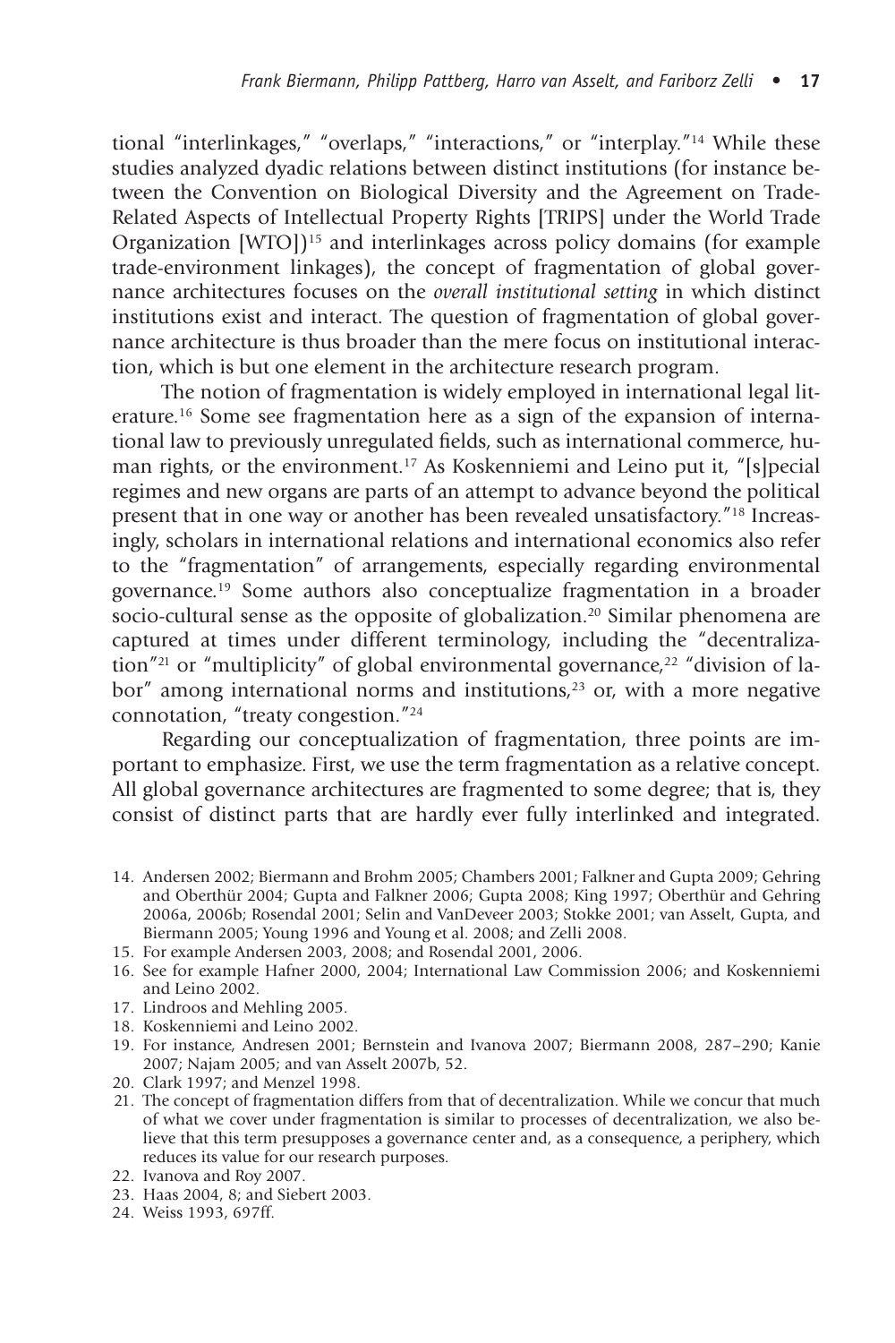tional "interlinkages," "overlaps," "interactions," or "interplay."[14] While these studies analyzed dyadic relations between distinct institutions (for instance between the Convention on Biological Diversity and the Agreement on Trade-Related Aspects of Intellectual Property Rights [TRIPS] under the World Trade Organization [WTO])[15] and interlinkages across policy domains (for example trade-environment linkages), the concept of fragmentation of global governance architectures focuses on the *overall institutional setting* in which distinct institutions exist and interact. The question of fragmentation of global governance architecture is thus broader than the mere focus on institutional interaction, which is but one element in the architecture research program.

The notion of fragmentation is widely employed in international legal literature.[16] Some see fragmentation here as a sign of the expansion of international law to previously unregulated fields, such as international commerce, human rights, or the environment.[17] As Koskenniemi and Leino put it, "[s]pecial regimes and new organs are parts of an attempt to advance beyond the political present that in one way or another has been revealed unsatisfactory."[18] Increasingly, scholars in international relations and international economics also refer to the "fragmentation" of arrangements, especially regarding environmental governance.[19] Some authors also conceptualize fragmentation in a broader socio-cultural sense as the opposite of globalization.[20] Similar phenomena are captured at times under different terminology, including the "decentralization"[21] or "multiplicity" of global environmental governance,[22] "division of labor" among international norms and institutions,[23] or, with a more negative connotation, "treaty congestion."[24]

Regarding our conceptualization of fragmentation, three points are important to emphasize. First, we use the term fragmentation as a relative concept. All global governance architectures are fragmented to some degree; that is, they consist of distinct parts that are hardly ever fully interlinked and integrated.

14. Andersen 2002; Biermann and Brohm 2005; Chambers 2001; Falkner and Gupta 2009; Gehring and Oberthür 2004; Gupta and Falkner 2006; Gupta 2008; King 1997; Oberthür and Gehring 2006a, 2006b; Rosendal 2001; Selin and VanDeveer 2003; Stokke 2001; van Asselt, Gupta, and Biermann 2005; Young 1996 and Young et al. 2008; and Zelli 2008.
15. For example Andersen 2003, 2008; and Rosendal 2001, 2006.
16. See for example Hafner 2000, 2004; International Law Commission 2006; and Koskenniemi and Leino 2002.
17. Lindroos and Mehling 2005.
18. Koskenniemi and Leino 2002.
19. For instance, Andresen 2001; Bernstein and Ivanova 2007; Biermann 2008, 287–290; Kanie 2007; Najam 2005; and van Asselt 2007b, 52.
20. Clark 1997; and Menzel 1998.
21. The concept of fragmentation differs from that of decentralization. While we concur that much of what we cover under fragmentation is similar to processes of decentralization, we also believe that this term presupposes a governance center and, as a consequence, a periphery, which reduces its value for our research purposes.
22. Ivanova and Roy 2007.
23. Haas 2004, 8; and Siebert 2003.
24. Weiss 1993, 697ff.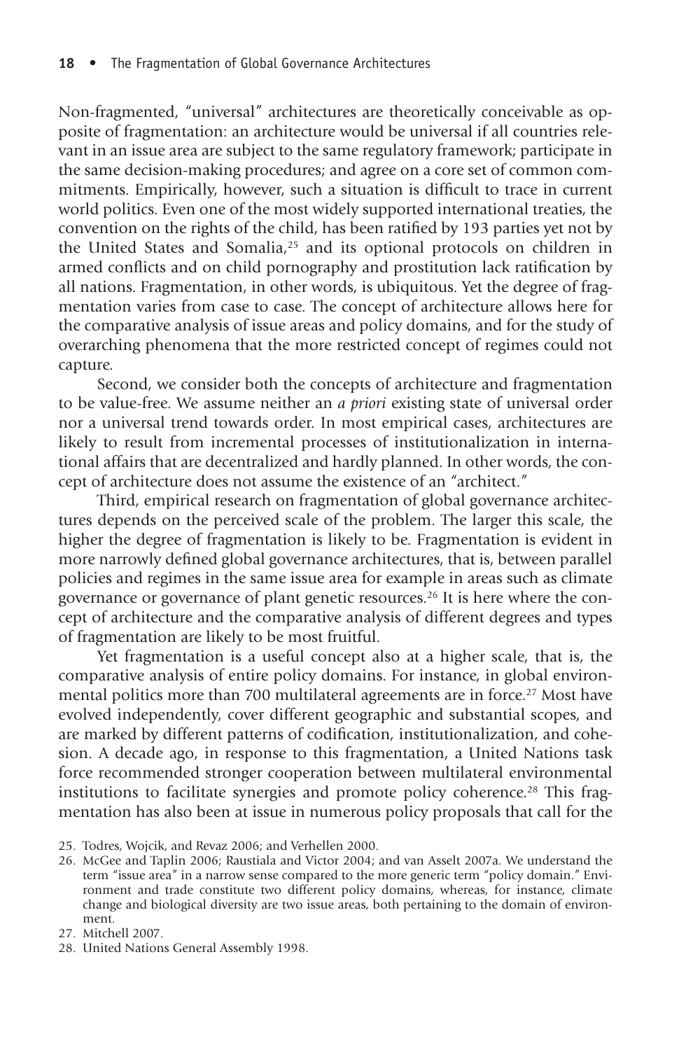Non-fragmented, "universal" architectures are theoretically conceivable as opposite of fragmentation: an architecture would be universal if all countries relevant in an issue area are subject to the same regulatory framework; participate in the same decision-making procedures; and agree on a core set of common commitments. Empirically, however, such a situation is difficult to trace in current world politics. Even one of the most widely supported international treaties, the convention on the rights of the child, has been ratified by 193 parties yet not by the United States and Somalia,[25] and its optional protocols on children in armed conflicts and on child pornography and prostitution lack ratification by all nations. Fragmentation, in other words, is ubiquitous. Yet the degree of fragmentation varies from case to case. The concept of architecture allows here for the comparative analysis of issue areas and policy domains, and for the study of overarching phenomena that the more restricted concept of regimes could not capture.

Second, we consider both the concepts of architecture and fragmentation to be value-free. We assume neither an *a priori* existing state of universal order nor a universal trend towards order. In most empirical cases, architectures are likely to result from incremental processes of institutionalization in international affairs that are decentralized and hardly planned. In other words, the concept of architecture does not assume the existence of an "architect."

Third, empirical research on fragmentation of global governance architectures depends on the perceived scale of the problem. The larger this scale, the higher the degree of fragmentation is likely to be. Fragmentation is evident in more narrowly defined global governance architectures, that is, between parallel policies and regimes in the same issue area for example in areas such as climate governance or governance of plant genetic resources.[26] It is here where the concept of architecture and the comparative analysis of different degrees and types of fragmentation are likely to be most fruitful.

Yet fragmentation is a useful concept also at a higher scale, that is, the comparative analysis of entire policy domains. For instance, in global environmental politics more than 700 multilateral agreements are in force.[27] Most have evolved independently, cover different geographic and substantial scopes, and are marked by different patterns of codification, institutionalization, and cohesion. A decade ago, in response to this fragmentation, a United Nations task force recommended stronger cooperation between multilateral environmental institutions to facilitate synergies and promote policy coherence.[28] This fragmentation has also been at issue in numerous policy proposals that call for the

25. Todres, Wojcik, and Revaz 2006; and Verhellen 2000.

26. McGee and Taplin 2006; Raustiala and Victor 2004; and van Asselt 2007a. We understand the term "issue area" in a narrow sense compared to the more generic term "policy domain." Environment and trade constitute two different policy domains, whereas, for instance, climate change and biological diversity are two issue areas, both pertaining to the domain of environment.

27. Mitchell 2007.

28. United Nations General Assembly 1998.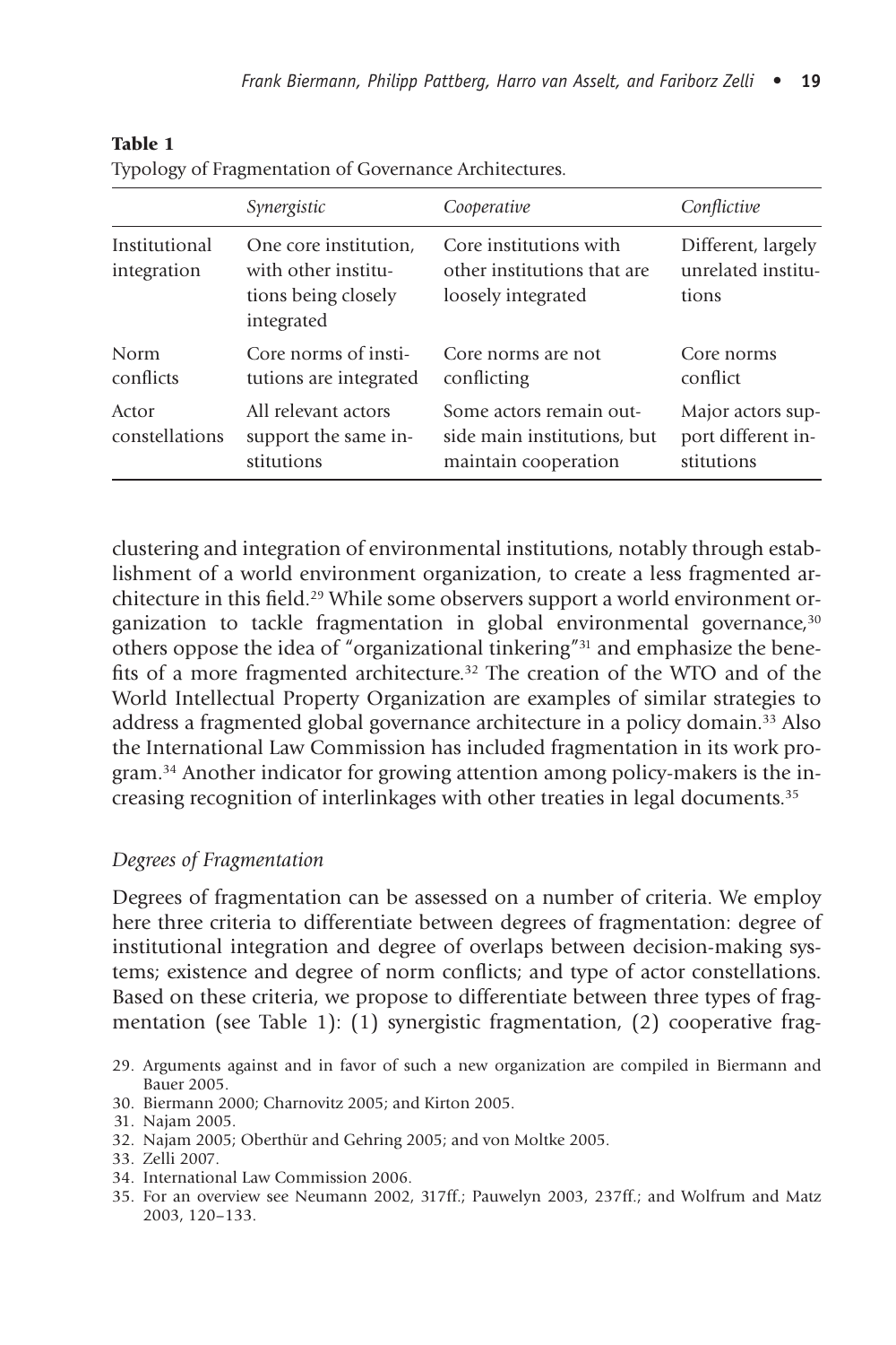**Table 1**

Typology of Fragmentation of Governance Architectures.

| | *Synergistic* | *Cooperative* | *Conflictive* |
|---|---|---|---|
| Institutional integration | One core institution, with other institutions being closely integrated | Core institutions with other institutions that are loosely integrated | Different, largely unrelated institutions |
| Norm conflicts | Core norms of institutions are integrated | Core norms are not conflicting | Core norms conflict |
| Actor constellations | All relevant actors support the same institutions | Some actors remain outside main institutions, but maintain cooperation | Major actors support different institutions |

clustering and integration of environmental institutions, notably through establishment of a world environment organization, to create a less fragmented architecture in this field.[29] While some observers support a world environment organization to tackle fragmentation in global environmental governance,[30] others oppose the idea of "organizational tinkering"[31] and emphasize the benefits of a more fragmented architecture.[32] The creation of the WTO and of the World Intellectual Property Organization are examples of similar strategies to address a fragmented global governance architecture in a policy domain.[33] Also the International Law Commission has included fragmentation in its work program.[34] Another indicator for growing attention among policy-makers is the increasing recognition of interlinkages with other treaties in legal documents.[35]

### *Degrees of Fragmentation*

Degrees of fragmentation can be assessed on a number of criteria. We employ here three criteria to differentiate between degrees of fragmentation: degree of institutional integration and degree of overlaps between decision-making systems; existence and degree of norm conflicts; and type of actor constellations. Based on these criteria, we propose to differentiate between three types of fragmentation (see Table 1): (1) synergistic fragmentation, (2) cooperative frag-

29. Arguments against and in favor of such a new organization are compiled in Biermann and Bauer 2005.
30. Biermann 2000; Charnovitz 2005; and Kirton 2005.
31. Najam 2005.
32. Najam 2005; Oberthür and Gehring 2005; and von Moltke 2005.
33. Zelli 2007.
34. International Law Commission 2006.
35. For an overview see Neumann 2002, 317ff.; Pauwelyn 2003, 237ff.; and Wolfrum and Matz 2003, 120–133.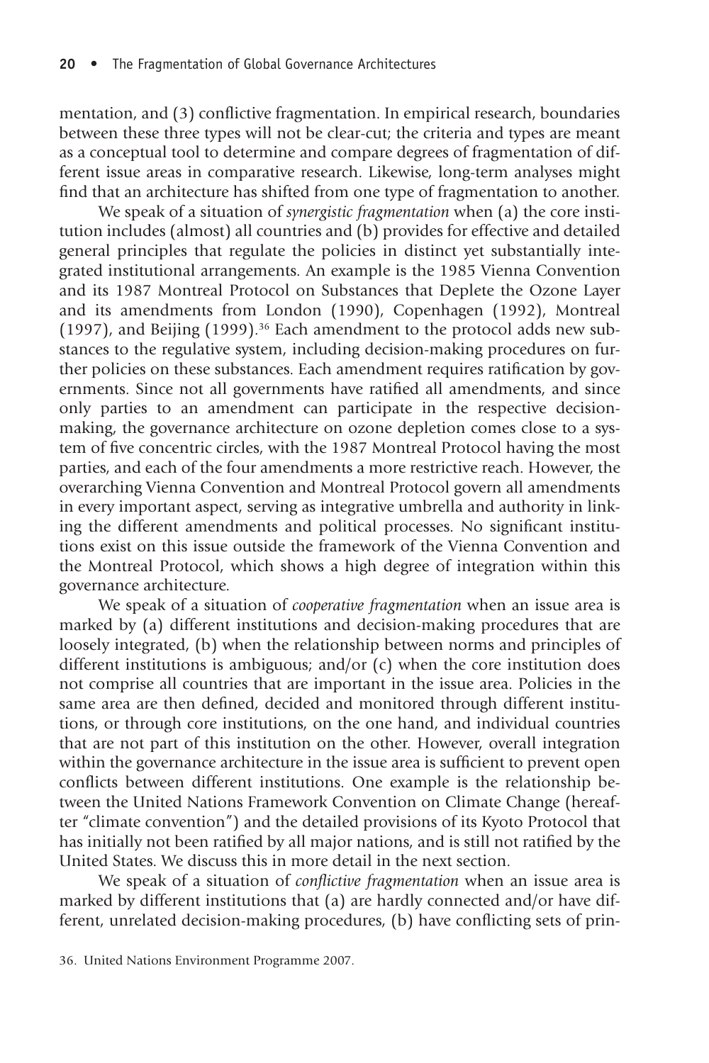mentation, and (3) conflictive fragmentation. In empirical research, boundaries between these three types will not be clear-cut; the criteria and types are meant as a conceptual tool to determine and compare degrees of fragmentation of different issue areas in comparative research. Likewise, long-term analyses might find that an architecture has shifted from one type of fragmentation to another.

We speak of a situation of *synergistic fragmentation* when (a) the core institution includes (almost) all countries and (b) provides for effective and detailed general principles that regulate the policies in distinct yet substantially integrated institutional arrangements. An example is the 1985 Vienna Convention and its 1987 Montreal Protocol on Substances that Deplete the Ozone Layer and its amendments from London (1990), Copenhagen (1992), Montreal (1997), and Beijing (1999).[36] Each amendment to the protocol adds new substances to the regulative system, including decision-making procedures on further policies on these substances. Each amendment requires ratification by governments. Since not all governments have ratified all amendments, and since only parties to an amendment can participate in the respective decision-making, the governance architecture on ozone depletion comes close to a system of five concentric circles, with the 1987 Montreal Protocol having the most parties, and each of the four amendments a more restrictive reach. However, the overarching Vienna Convention and Montreal Protocol govern all amendments in every important aspect, serving as integrative umbrella and authority in linking the different amendments and political processes. No significant institutions exist on this issue outside the framework of the Vienna Convention and the Montreal Protocol, which shows a high degree of integration within this governance architecture.

We speak of a situation of *cooperative fragmentation* when an issue area is marked by (a) different institutions and decision-making procedures that are loosely integrated, (b) when the relationship between norms and principles of different institutions is ambiguous; and/or (c) when the core institution does not comprise all countries that are important in the issue area. Policies in the same area are then defined, decided and monitored through different institutions, or through core institutions, on the one hand, and individual countries that are not part of this institution on the other. However, overall integration within the governance architecture in the issue area is sufficient to prevent open conflicts between different institutions. One example is the relationship between the United Nations Framework Convention on Climate Change (hereafter "climate convention") and the detailed provisions of its Kyoto Protocol that has initially not been ratified by all major nations, and is still not ratified by the United States. We discuss this in more detail in the next section.

We speak of a situation of *conflictive fragmentation* when an issue area is marked by different institutions that (a) are hardly connected and/or have different, unrelated decision-making procedures, (b) have conflicting sets of prin-

36. United Nations Environment Programme 2007.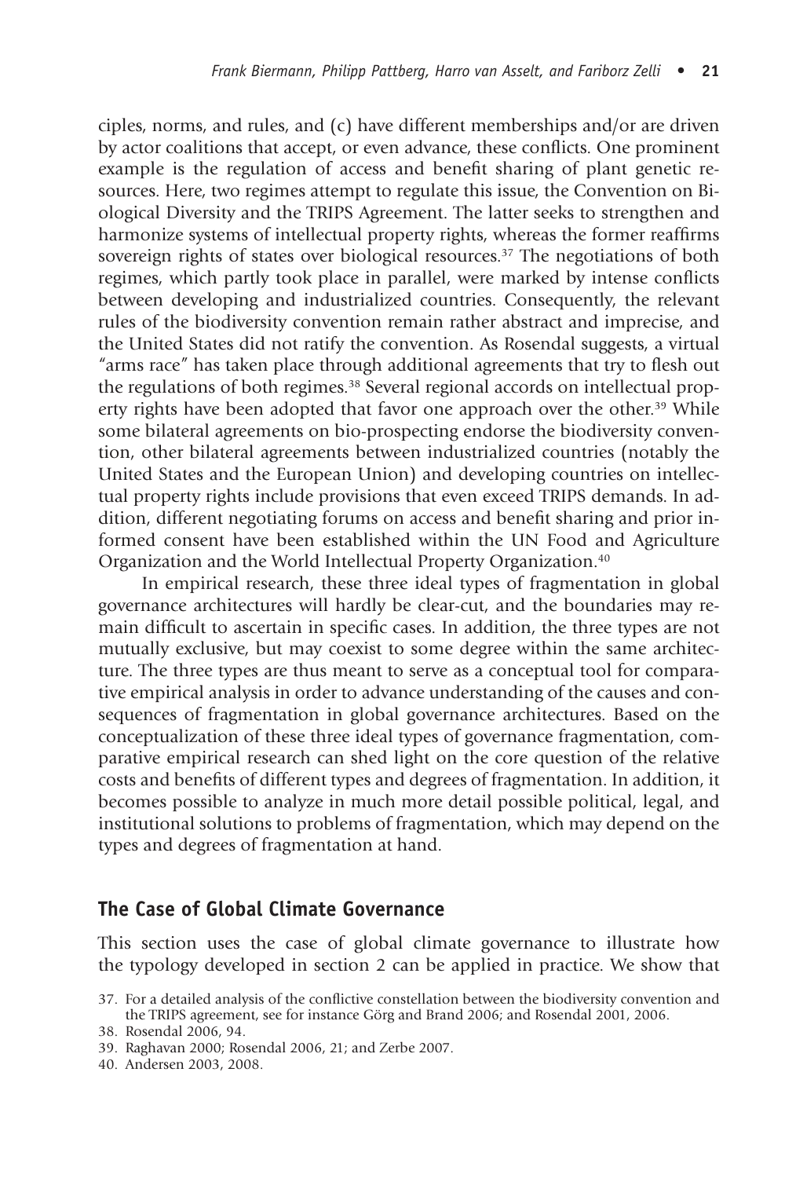ciples, norms, and rules, and (c) have different memberships and/or are driven by actor coalitions that accept, or even advance, these conflicts. One prominent example is the regulation of access and benefit sharing of plant genetic resources. Here, two regimes attempt to regulate this issue, the Convention on Biological Diversity and the TRIPS Agreement. The latter seeks to strengthen and harmonize systems of intellectual property rights, whereas the former reaffirms sovereign rights of states over biological resources.[37] The negotiations of both regimes, which partly took place in parallel, were marked by intense conflicts between developing and industrialized countries. Consequently, the relevant rules of the biodiversity convention remain rather abstract and imprecise, and the United States did not ratify the convention. As Rosendal suggests, a virtual "arms race" has taken place through additional agreements that try to flesh out the regulations of both regimes.[38] Several regional accords on intellectual property rights have been adopted that favor one approach over the other.[39] While some bilateral agreements on bio-prospecting endorse the biodiversity convention, other bilateral agreements between industrialized countries (notably the United States and the European Union) and developing countries on intellectual property rights include provisions that even exceed TRIPS demands. In addition, different negotiating forums on access and benefit sharing and prior informed consent have been established within the UN Food and Agriculture Organization and the World Intellectual Property Organization.[40]

In empirical research, these three ideal types of fragmentation in global governance architectures will hardly be clear-cut, and the boundaries may remain difficult to ascertain in specific cases. In addition, the three types are not mutually exclusive, but may coexist to some degree within the same architecture. The three types are thus meant to serve as a conceptual tool for comparative empirical analysis in order to advance understanding of the causes and consequences of fragmentation in global governance architectures. Based on the conceptualization of these three ideal types of governance fragmentation, comparative empirical research can shed light on the core question of the relative costs and benefits of different types and degrees of fragmentation. In addition, it becomes possible to analyze in much more detail possible political, legal, and institutional solutions to problems of fragmentation, which may depend on the types and degrees of fragmentation at hand.

## The Case of Global Climate Governance

This section uses the case of global climate governance to illustrate how the typology developed in section 2 can be applied in practice. We show that

37. For a detailed analysis of the conflictive constellation between the biodiversity convention and the TRIPS agreement, see for instance Görg and Brand 2006; and Rosendal 2001, 2006.

38. Rosendal 2006, 94.

39. Raghavan 2000; Rosendal 2006, 21; and Zerbe 2007.

40. Andersen 2003, 2008.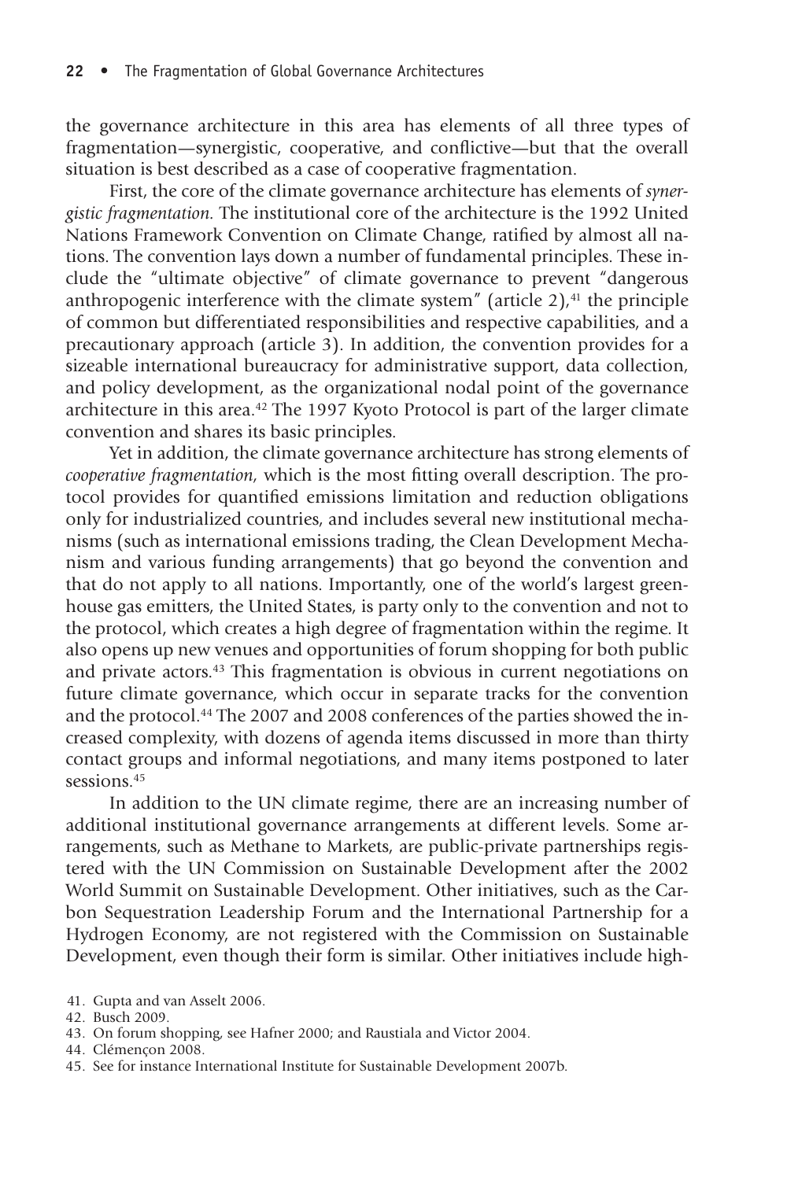the governance architecture in this area has elements of all three types of fragmentation—synergistic, cooperative, and conflictive—but that the overall situation is best described as a case of cooperative fragmentation.

First, the core of the climate governance architecture has elements of *synergistic fragmentation.* The institutional core of the architecture is the 1992 United Nations Framework Convention on Climate Change, ratified by almost all nations. The convention lays down a number of fundamental principles. These include the "ultimate objective" of climate governance to prevent "dangerous anthropogenic interference with the climate system" (article 2),[41] the principle of common but differentiated responsibilities and respective capabilities, and a precautionary approach (article 3). In addition, the convention provides for a sizeable international bureaucracy for administrative support, data collection, and policy development, as the organizational nodal point of the governance architecture in this area.[42] The 1997 Kyoto Protocol is part of the larger climate convention and shares its basic principles.

Yet in addition, the climate governance architecture has strong elements of *cooperative fragmentation,* which is the most fitting overall description. The protocol provides for quantified emissions limitation and reduction obligations only for industrialized countries, and includes several new institutional mechanisms (such as international emissions trading, the Clean Development Mechanism and various funding arrangements) that go beyond the convention and that do not apply to all nations. Importantly, one of the world's largest greenhouse gas emitters, the United States, is party only to the convention and not to the protocol, which creates a high degree of fragmentation within the regime. It also opens up new venues and opportunities of forum shopping for both public and private actors.[43] This fragmentation is obvious in current negotiations on future climate governance, which occur in separate tracks for the convention and the protocol.[44] The 2007 and 2008 conferences of the parties showed the increased complexity, with dozens of agenda items discussed in more than thirty contact groups and informal negotiations, and many items postponed to later sessions.[45]

In addition to the UN climate regime, there are an increasing number of additional institutional governance arrangements at different levels. Some arrangements, such as Methane to Markets, are public-private partnerships registered with the UN Commission on Sustainable Development after the 2002 World Summit on Sustainable Development. Other initiatives, such as the Carbon Sequestration Leadership Forum and the International Partnership for a Hydrogen Economy, are not registered with the Commission on Sustainable Development, even though their form is similar. Other initiatives include high-

41. Gupta and van Asselt 2006.
42. Busch 2009.
43. On forum shopping, see Hafner 2000; and Raustiala and Victor 2004.
44. Clémençon 2008.
45. See for instance International Institute for Sustainable Development 2007b.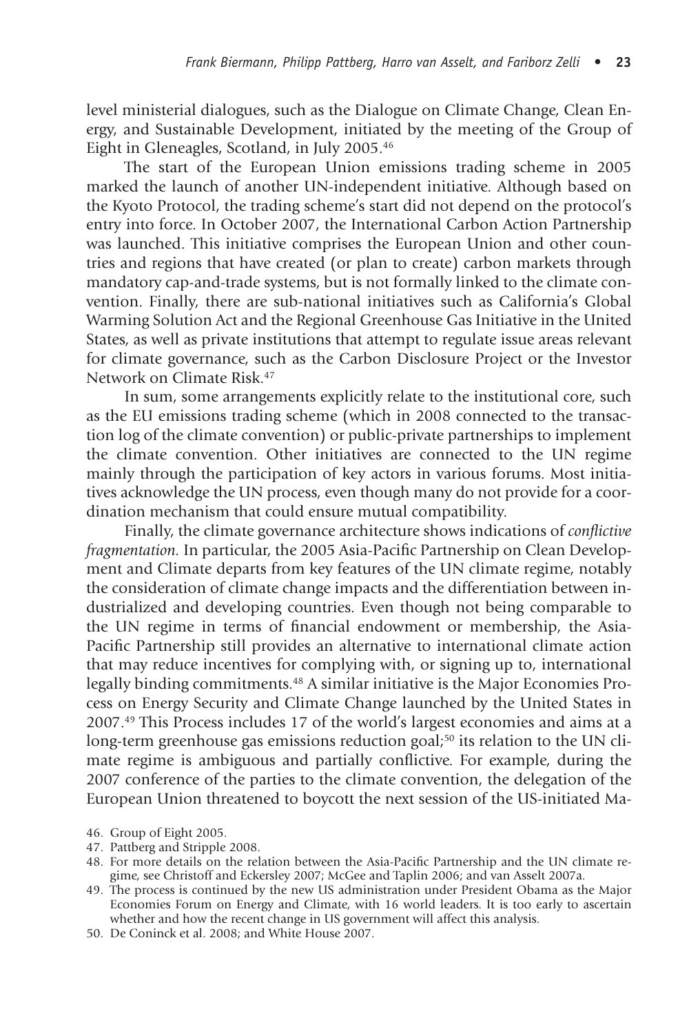level ministerial dialogues, such as the Dialogue on Climate Change, Clean Energy, and Sustainable Development, initiated by the meeting of the Group of Eight in Gleneagles, Scotland, in July 2005.[46]

The start of the European Union emissions trading scheme in 2005 marked the launch of another UN-independent initiative. Although based on the Kyoto Protocol, the trading scheme's start did not depend on the protocol's entry into force. In October 2007, the International Carbon Action Partnership was launched. This initiative comprises the European Union and other countries and regions that have created (or plan to create) carbon markets through mandatory cap-and-trade systems, but is not formally linked to the climate convention. Finally, there are sub-national initiatives such as California's Global Warming Solution Act and the Regional Greenhouse Gas Initiative in the United States, as well as private institutions that attempt to regulate issue areas relevant for climate governance, such as the Carbon Disclosure Project or the Investor Network on Climate Risk.[47]

In sum, some arrangements explicitly relate to the institutional core, such as the EU emissions trading scheme (which in 2008 connected to the transaction log of the climate convention) or public-private partnerships to implement the climate convention. Other initiatives are connected to the UN regime mainly through the participation of key actors in various forums. Most initiatives acknowledge the UN process, even though many do not provide for a coordination mechanism that could ensure mutual compatibility.

Finally, the climate governance architecture shows indications of *conflictive fragmentation*. In particular, the 2005 Asia-Pacific Partnership on Clean Development and Climate departs from key features of the UN climate regime, notably the consideration of climate change impacts and the differentiation between industrialized and developing countries. Even though not being comparable to the UN regime in terms of financial endowment or membership, the Asia-Pacific Partnership still provides an alternative to international climate action that may reduce incentives for complying with, or signing up to, international legally binding commitments.[48] A similar initiative is the Major Economies Process on Energy Security and Climate Change launched by the United States in 2007.[49] This Process includes 17 of the world's largest economies and aims at a long-term greenhouse gas emissions reduction goal;[50] its relation to the UN climate regime is ambiguous and partially conflictive. For example, during the 2007 conference of the parties to the climate convention, the delegation of the European Union threatened to boycott the next session of the US-initiated Ma-

46. Group of Eight 2005.
47. Pattberg and Stripple 2008.
48. For more details on the relation between the Asia-Pacific Partnership and the UN climate regime, see Christoff and Eckersley 2007; McGee and Taplin 2006; and van Asselt 2007a.
49. The process is continued by the new US administration under President Obama as the Major Economies Forum on Energy and Climate, with 16 world leaders. It is too early to ascertain whether and how the recent change in US government will affect this analysis.
50. De Coninck et al. 2008; and White House 2007.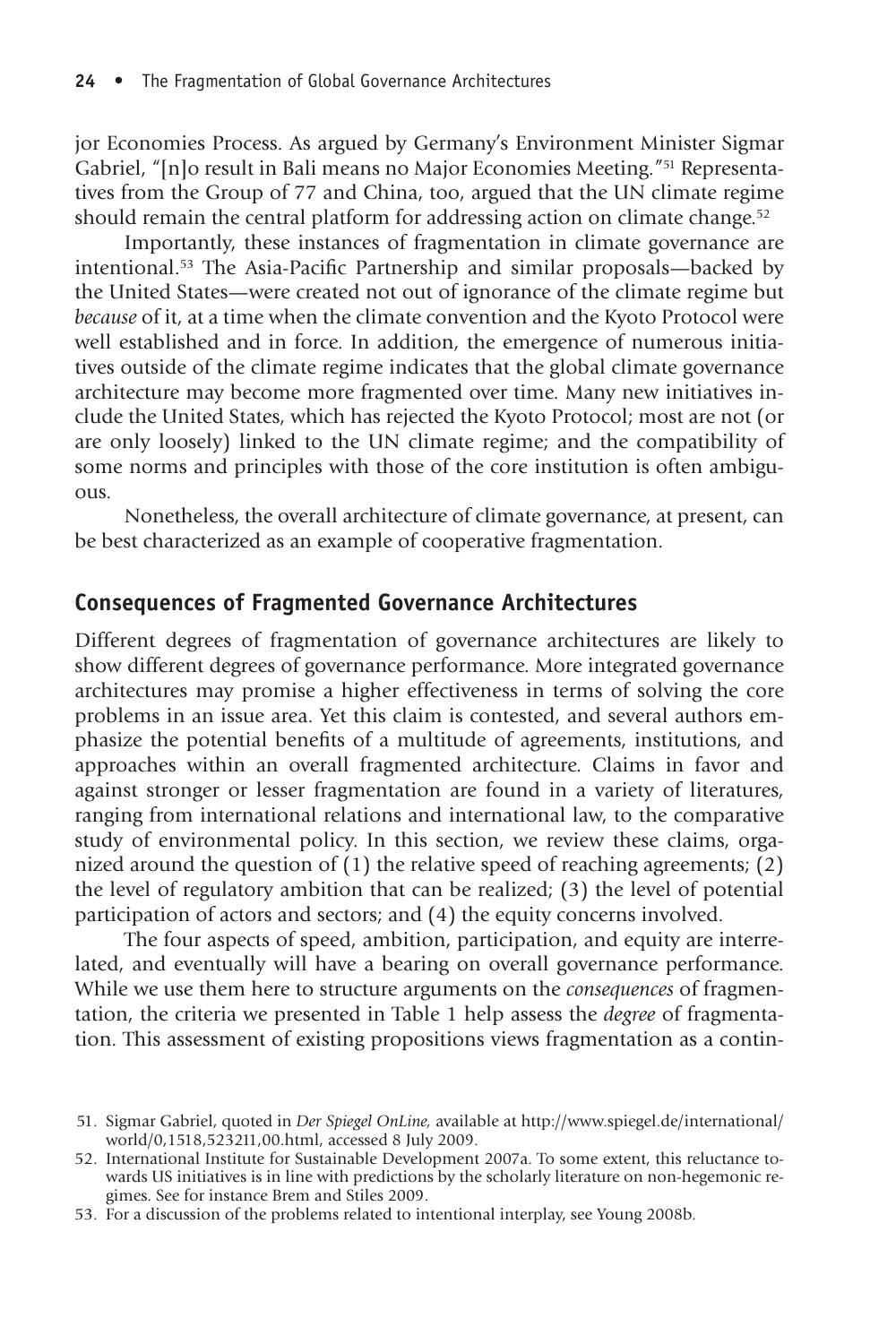jor Economies Process. As argued by Germany's Environment Minister Sigmar Gabriel, "[n]o result in Bali means no Major Economies Meeting."[51] Representatives from the Group of 77 and China, too, argued that the UN climate regime should remain the central platform for addressing action on climate change.[52]

Importantly, these instances of fragmentation in climate governance are intentional.[53] The Asia-Pacific Partnership and similar proposals—backed by the United States—were created not out of ignorance of the climate regime but *because* of it, at a time when the climate convention and the Kyoto Protocol were well established and in force. In addition, the emergence of numerous initiatives outside of the climate regime indicates that the global climate governance architecture may become more fragmented over time. Many new initiatives include the United States, which has rejected the Kyoto Protocol; most are not (or are only loosely) linked to the UN climate regime; and the compatibility of some norms and principles with those of the core institution is often ambiguous.

Nonetheless, the overall architecture of climate governance, at present, can be best characterized as an example of cooperative fragmentation.

## Consequences of Fragmented Governance Architectures

Different degrees of fragmentation of governance architectures are likely to show different degrees of governance performance. More integrated governance architectures may promise a higher effectiveness in terms of solving the core problems in an issue area. Yet this claim is contested, and several authors emphasize the potential benefits of a multitude of agreements, institutions, and approaches within an overall fragmented architecture. Claims in favor and against stronger or lesser fragmentation are found in a variety of literatures, ranging from international relations and international law, to the comparative study of environmental policy. In this section, we review these claims, organized around the question of (1) the relative speed of reaching agreements; (2) the level of regulatory ambition that can be realized; (3) the level of potential participation of actors and sectors; and (4) the equity concerns involved.

The four aspects of speed, ambition, participation, and equity are interrelated, and eventually will have a bearing on overall governance performance. While we use them here to structure arguments on the *consequences* of fragmentation, the criteria we presented in Table 1 help assess the *degree* of fragmentation. This assessment of existing propositions views fragmentation as a contin-

51. Sigmar Gabriel, quoted in *Der Spiegel OnLine,* available at http://www.spiegel.de/international/world/0,1518,523211,00.html, accessed 8 July 2009.

52. International Institute for Sustainable Development 2007a. To some extent, this reluctance towards US initiatives is in line with predictions by the scholarly literature on non-hegemonic regimes. See for instance Brem and Stiles 2009.

53. For a discussion of the problems related to intentional interplay, see Young 2008b.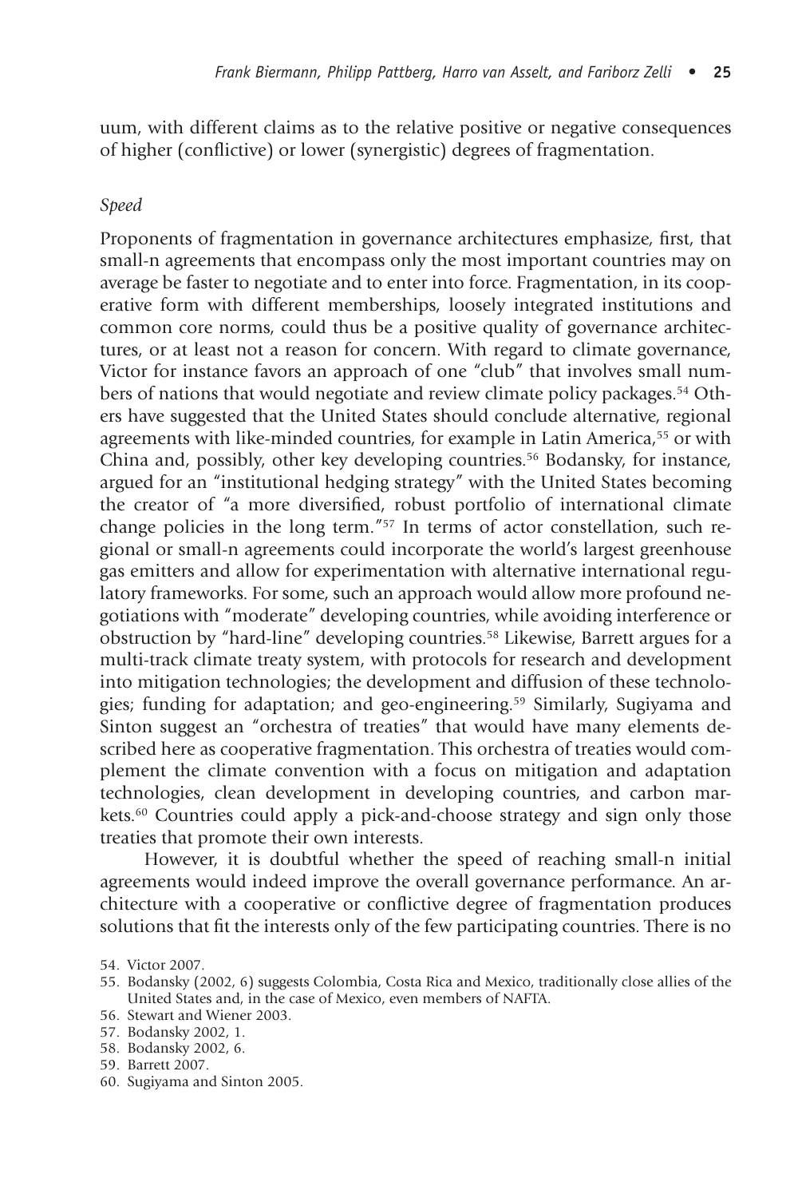uum, with different claims as to the relative positive or negative consequences of higher (conflictive) or lower (synergistic) degrees of fragmentation.

*Speed*

Proponents of fragmentation in governance architectures emphasize, first, that small-n agreements that encompass only the most important countries may on average be faster to negotiate and to enter into force. Fragmentation, in its cooperative form with different memberships, loosely integrated institutions and common core norms, could thus be a positive quality of governance architectures, or at least not a reason for concern. With regard to climate governance, Victor for instance favors an approach of one "club" that involves small numbers of nations that would negotiate and review climate policy packages.[54] Others have suggested that the United States should conclude alternative, regional agreements with like-minded countries, for example in Latin America,[55] or with China and, possibly, other key developing countries.[56] Bodansky, for instance, argued for an "institutional hedging strategy" with the United States becoming the creator of "a more diversified, robust portfolio of international climate change policies in the long term."[57] In terms of actor constellation, such regional or small-n agreements could incorporate the world's largest greenhouse gas emitters and allow for experimentation with alternative international regulatory frameworks. For some, such an approach would allow more profound negotiations with "moderate" developing countries, while avoiding interference or obstruction by "hard-line" developing countries.[58] Likewise, Barrett argues for a multi-track climate treaty system, with protocols for research and development into mitigation technologies; the development and diffusion of these technologies; funding for adaptation; and geo-engineering.[59] Similarly, Sugiyama and Sinton suggest an "orchestra of treaties" that would have many elements described here as cooperative fragmentation. This orchestra of treaties would complement the climate convention with a focus on mitigation and adaptation technologies, clean development in developing countries, and carbon markets.[60] Countries could apply a pick-and-choose strategy and sign only those treaties that promote their own interests.

However, it is doubtful whether the speed of reaching small-n initial agreements would indeed improve the overall governance performance. An architecture with a cooperative or conflictive degree of fragmentation produces solutions that fit the interests only of the few participating countries. There is no

54. Victor 2007.
55. Bodansky (2002, 6) suggests Colombia, Costa Rica and Mexico, traditionally close allies of the United States and, in the case of Mexico, even members of NAFTA.
56. Stewart and Wiener 2003.
57. Bodansky 2002, 1.
58. Bodansky 2002, 6.
59. Barrett 2007.
60. Sugiyama and Sinton 2005.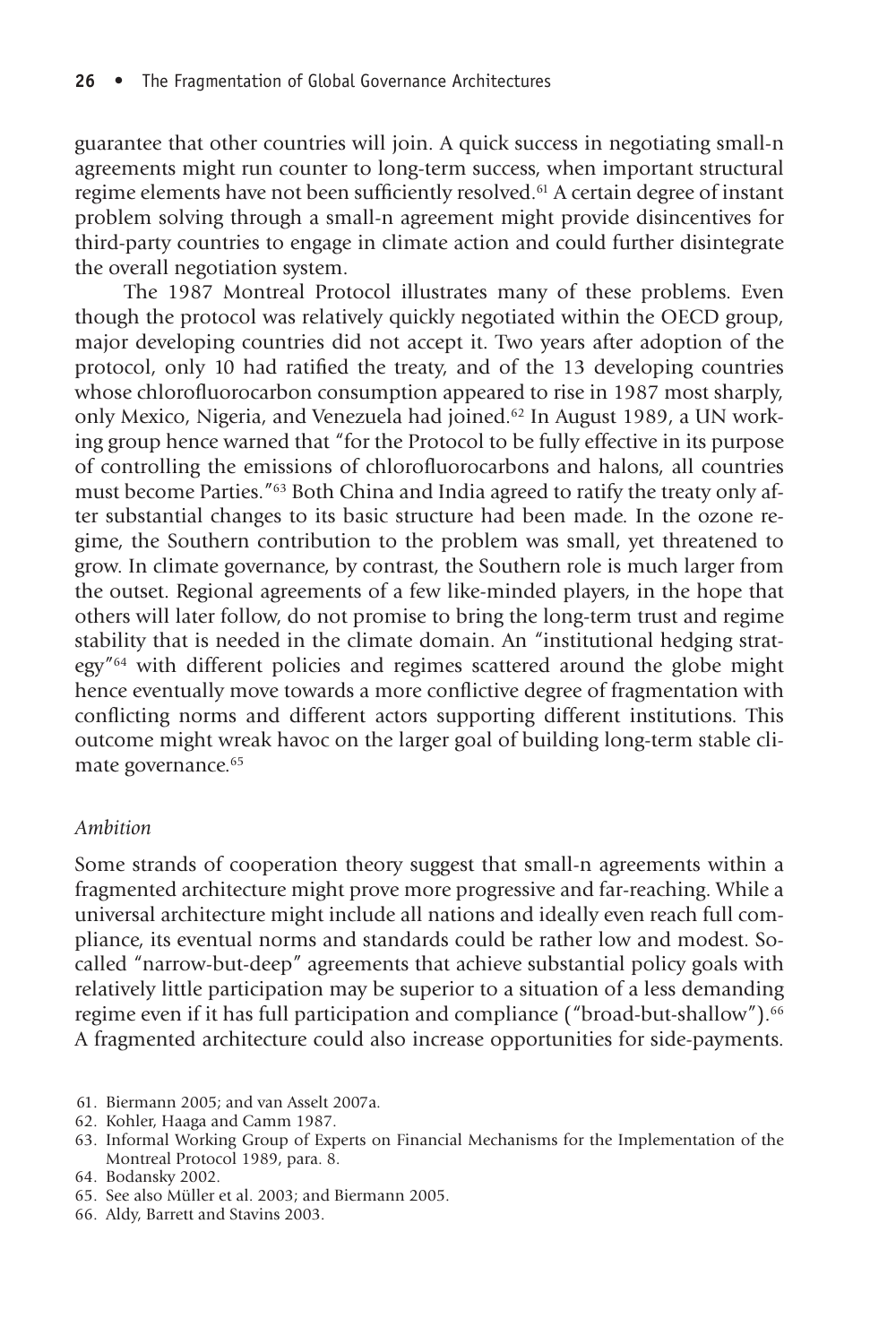guarantee that other countries will join. A quick success in negotiating small-n agreements might run counter to long-term success, when important structural regime elements have not been sufficiently resolved.[61] A certain degree of instant problem solving through a small-n agreement might provide disincentives for third-party countries to engage in climate action and could further disintegrate the overall negotiation system.

The 1987 Montreal Protocol illustrates many of these problems. Even though the protocol was relatively quickly negotiated within the OECD group, major developing countries did not accept it. Two years after adoption of the protocol, only 10 had ratified the treaty, and of the 13 developing countries whose chlorofluorocarbon consumption appeared to rise in 1987 most sharply, only Mexico, Nigeria, and Venezuela had joined.[62] In August 1989, a UN working group hence warned that "for the Protocol to be fully effective in its purpose of controlling the emissions of chlorofluorocarbons and halons, all countries must become Parties."[63] Both China and India agreed to ratify the treaty only after substantial changes to its basic structure had been made. In the ozone regime, the Southern contribution to the problem was small, yet threatened to grow. In climate governance, by contrast, the Southern role is much larger from the outset. Regional agreements of a few like-minded players, in the hope that others will later follow, do not promise to bring the long-term trust and regime stability that is needed in the climate domain. An "institutional hedging strategy"[64] with different policies and regimes scattered around the globe might hence eventually move towards a more conflictive degree of fragmentation with conflicting norms and different actors supporting different institutions. This outcome might wreak havoc on the larger goal of building long-term stable climate governance.[65]

*Ambition*

Some strands of cooperation theory suggest that small-n agreements within a fragmented architecture might prove more progressive and far-reaching. While a universal architecture might include all nations and ideally even reach full compliance, its eventual norms and standards could be rather low and modest. So-called "narrow-but-deep" agreements that achieve substantial policy goals with relatively little participation may be superior to a situation of a less demanding regime even if it has full participation and compliance ("broad-but-shallow").[66] A fragmented architecture could also increase opportunities for side-payments.

61. Biermann 2005; and van Asselt 2007a.
62. Kohler, Haaga and Camm 1987.
63. Informal Working Group of Experts on Financial Mechanisms for the Implementation of the Montreal Protocol 1989, para. 8.
64. Bodansky 2002.
65. See also Müller et al. 2003; and Biermann 2005.
66. Aldy, Barrett and Stavins 2003.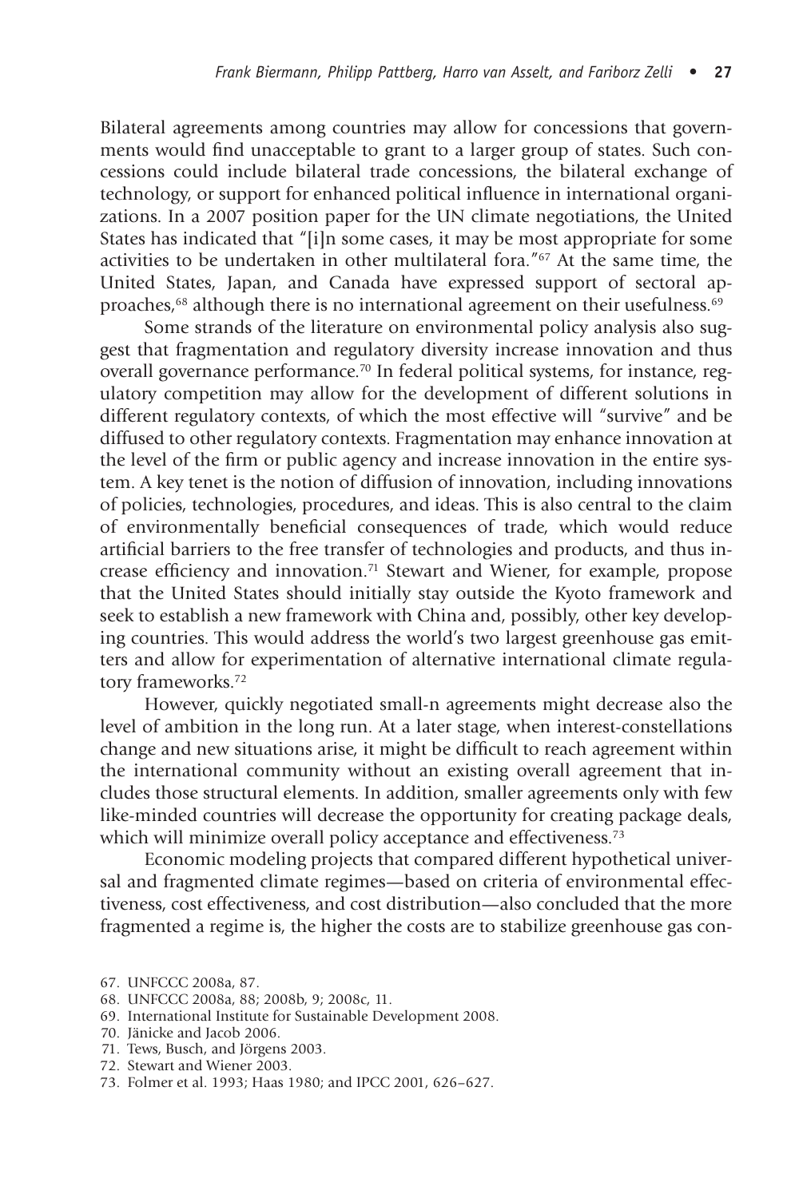Bilateral agreements among countries may allow for concessions that governments would find unacceptable to grant to a larger group of states. Such concessions could include bilateral trade concessions, the bilateral exchange of technology, or support for enhanced political influence in international organizations. In a 2007 position paper for the UN climate negotiations, the United States has indicated that "[i]n some cases, it may be most appropriate for some activities to be undertaken in other multilateral fora."[67] At the same time, the United States, Japan, and Canada have expressed support of sectoral approaches,[68] although there is no international agreement on their usefulness.[69]

Some strands of the literature on environmental policy analysis also suggest that fragmentation and regulatory diversity increase innovation and thus overall governance performance.[70] In federal political systems, for instance, regulatory competition may allow for the development of different solutions in different regulatory contexts, of which the most effective will "survive" and be diffused to other regulatory contexts. Fragmentation may enhance innovation at the level of the firm or public agency and increase innovation in the entire system. A key tenet is the notion of diffusion of innovation, including innovations of policies, technologies, procedures, and ideas. This is also central to the claim of environmentally beneficial consequences of trade, which would reduce artificial barriers to the free transfer of technologies and products, and thus increase efficiency and innovation.[71] Stewart and Wiener, for example, propose that the United States should initially stay outside the Kyoto framework and seek to establish a new framework with China and, possibly, other key developing countries. This would address the world's two largest greenhouse gas emitters and allow for experimentation of alternative international climate regulatory frameworks.[72]

However, quickly negotiated small-n agreements might decrease also the level of ambition in the long run. At a later stage, when interest-constellations change and new situations arise, it might be difficult to reach agreement within the international community without an existing overall agreement that includes those structural elements. In addition, smaller agreements only with few like-minded countries will decrease the opportunity for creating package deals, which will minimize overall policy acceptance and effectiveness.[73]

Economic modeling projects that compared different hypothetical universal and fragmented climate regimes—based on criteria of environmental effectiveness, cost effectiveness, and cost distribution—also concluded that the more fragmented a regime is, the higher the costs are to stabilize greenhouse gas con-

67. UNFCCC 2008a, 87.
68. UNFCCC 2008a, 88; 2008b, 9; 2008c, 11.
69. International Institute for Sustainable Development 2008.
70. Jänicke and Jacob 2006.
71. Tews, Busch, and Jörgens 2003.
72. Stewart and Wiener 2003.
73. Folmer et al. 1993; Haas 1980; and IPCC 2001, 626–627.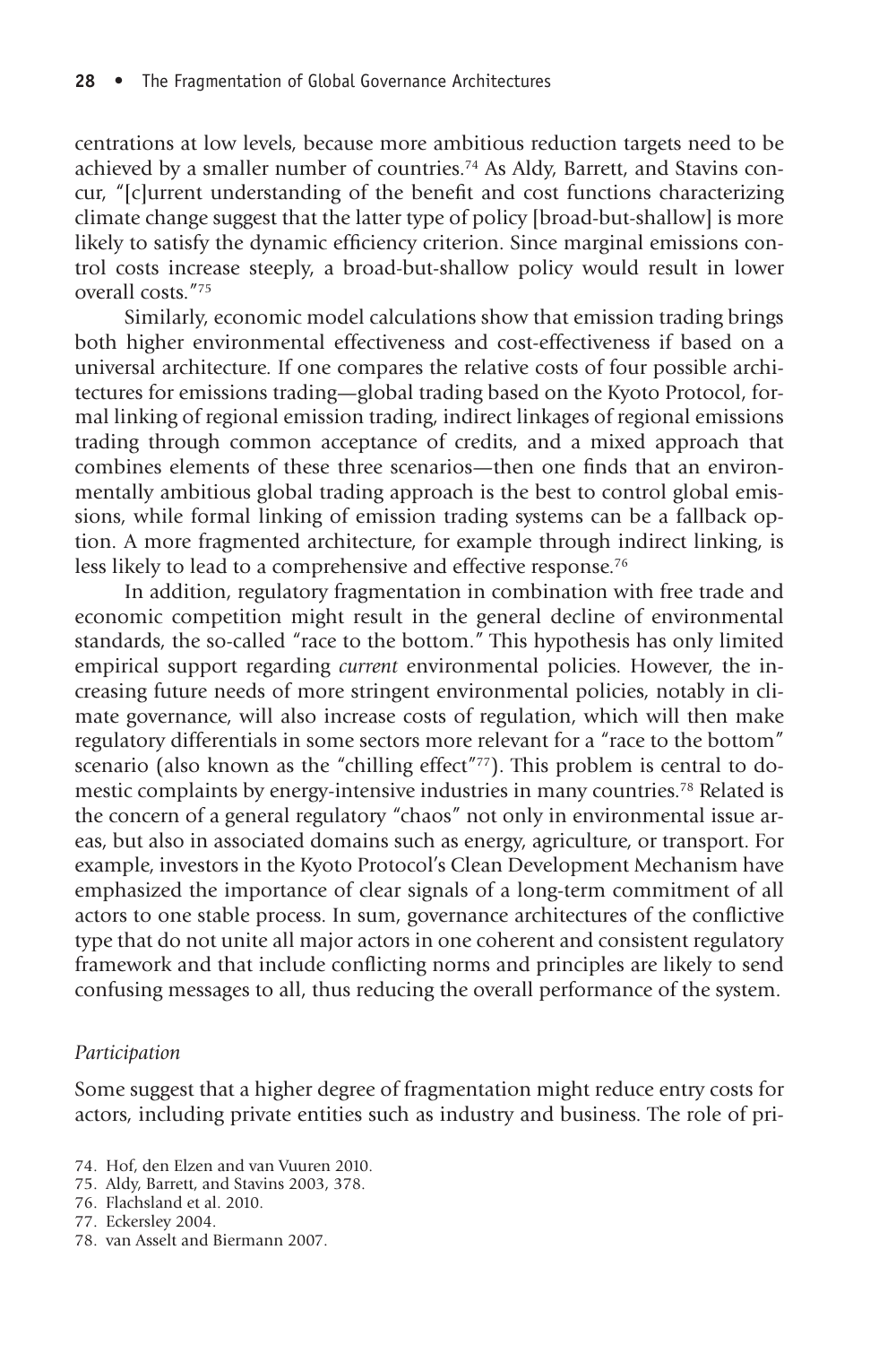centrations at low levels, because more ambitious reduction targets need to be achieved by a smaller number of countries.[74] As Aldy, Barrett, and Stavins concur, "[c]urrent understanding of the benefit and cost functions characterizing climate change suggest that the latter type of policy [broad-but-shallow] is more likely to satisfy the dynamic efficiency criterion. Since marginal emissions control costs increase steeply, a broad-but-shallow policy would result in lower overall costs."[75]

Similarly, economic model calculations show that emission trading brings both higher environmental effectiveness and cost-effectiveness if based on a universal architecture. If one compares the relative costs of four possible architectures for emissions trading—global trading based on the Kyoto Protocol, formal linking of regional emission trading, indirect linkages of regional emissions trading through common acceptance of credits, and a mixed approach that combines elements of these three scenarios—then one finds that an environmentally ambitious global trading approach is the best to control global emissions, while formal linking of emission trading systems can be a fallback option. A more fragmented architecture, for example through indirect linking, is less likely to lead to a comprehensive and effective response.[76]

In addition, regulatory fragmentation in combination with free trade and economic competition might result in the general decline of environmental standards, the so-called "race to the bottom." This hypothesis has only limited empirical support regarding *current* environmental policies. However, the increasing future needs of more stringent environmental policies, notably in climate governance, will also increase costs of regulation, which will then make regulatory differentials in some sectors more relevant for a "race to the bottom" scenario (also known as the "chilling effect"[77]). This problem is central to domestic complaints by energy-intensive industries in many countries.[78] Related is the concern of a general regulatory "chaos" not only in environmental issue areas, but also in associated domains such as energy, agriculture, or transport. For example, investors in the Kyoto Protocol's Clean Development Mechanism have emphasized the importance of clear signals of a long-term commitment of all actors to one stable process. In sum, governance architectures of the conflictive type that do not unite all major actors in one coherent and consistent regulatory framework and that include conflicting norms and principles are likely to send confusing messages to all, thus reducing the overall performance of the system.

*Participation*

Some suggest that a higher degree of fragmentation might reduce entry costs for actors, including private entities such as industry and business. The role of pri-

74. Hof, den Elzen and van Vuuren 2010.
75. Aldy, Barrett, and Stavins 2003, 378.
76. Flachsland et al. 2010.
77. Eckersley 2004.
78. van Asselt and Biermann 2007.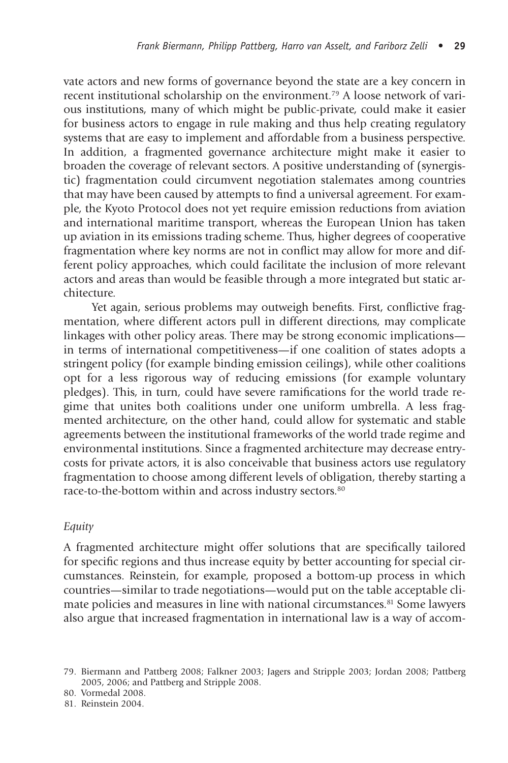vate actors and new forms of governance beyond the state are a key concern in recent institutional scholarship on the environment.[79] A loose network of various institutions, many of which might be public-private, could make it easier for business actors to engage in rule making and thus help creating regulatory systems that are easy to implement and affordable from a business perspective. In addition, a fragmented governance architecture might make it easier to broaden the coverage of relevant sectors. A positive understanding of (synergistic) fragmentation could circumvent negotiation stalemates among countries that may have been caused by attempts to find a universal agreement. For example, the Kyoto Protocol does not yet require emission reductions from aviation and international maritime transport, whereas the European Union has taken up aviation in its emissions trading scheme. Thus, higher degrees of cooperative fragmentation where key norms are not in conflict may allow for more and different policy approaches, which could facilitate the inclusion of more relevant actors and areas than would be feasible through a more integrated but static architecture.

Yet again, serious problems may outweigh benefits. First, conflictive fragmentation, where different actors pull in different directions, may complicate linkages with other policy areas. There may be strong economic implications—in terms of international competitiveness—if one coalition of states adopts a stringent policy (for example binding emission ceilings), while other coalitions opt for a less rigorous way of reducing emissions (for example voluntary pledges). This, in turn, could have severe ramifications for the world trade regime that unites both coalitions under one uniform umbrella. A less fragmented architecture, on the other hand, could allow for systematic and stable agreements between the institutional frameworks of the world trade regime and environmental institutions. Since a fragmented architecture may decrease entry-costs for private actors, it is also conceivable that business actors use regulatory fragmentation to choose among different levels of obligation, thereby starting a race-to-the-bottom within and across industry sectors.[80]

*Equity*

A fragmented architecture might offer solutions that are specifically tailored for specific regions and thus increase equity by better accounting for special circumstances. Reinstein, for example, proposed a bottom-up process in which countries—similar to trade negotiations—would put on the table acceptable climate policies and measures in line with national circumstances.[81] Some lawyers also argue that increased fragmentation in international law is a way of accom-

79. Biermann and Pattberg 2008; Falkner 2003; Jagers and Stripple 2003; Jordan 2008; Pattberg 2005, 2006; and Pattberg and Stripple 2008.

80. Vormedal 2008.

81. Reinstein 2004.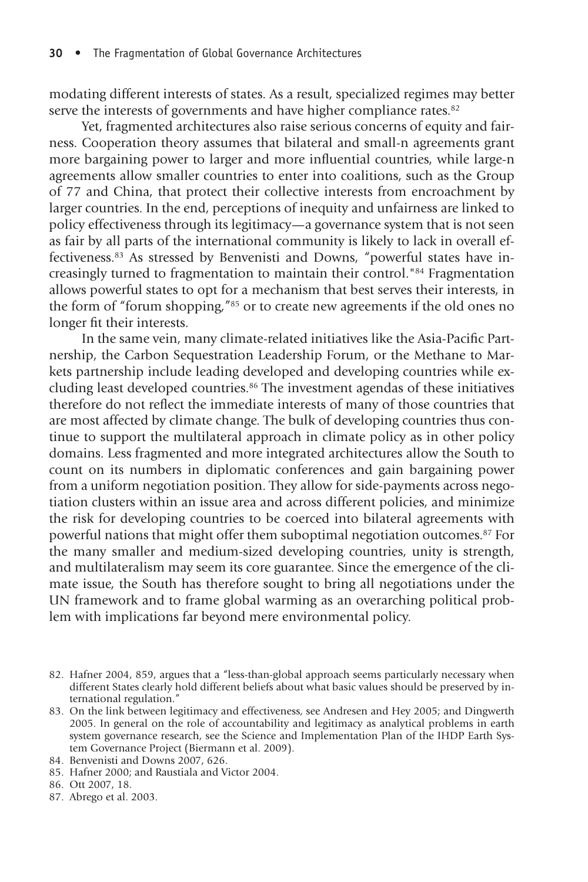modating different interests of states. As a result, specialized regimes may better serve the interests of governments and have higher compliance rates.[82]

Yet, fragmented architectures also raise serious concerns of equity and fairness. Cooperation theory assumes that bilateral and small-n agreements grant more bargaining power to larger and more influential countries, while large-n agreements allow smaller countries to enter into coalitions, such as the Group of 77 and China, that protect their collective interests from encroachment by larger countries. In the end, perceptions of inequity and unfairness are linked to policy effectiveness through its legitimacy—a governance system that is not seen as fair by all parts of the international community is likely to lack in overall effectiveness.[83] As stressed by Benvenisti and Downs, "powerful states have increasingly turned to fragmentation to maintain their control."[84] Fragmentation allows powerful states to opt for a mechanism that best serves their interests, in the form of "forum shopping,"[85] or to create new agreements if the old ones no longer fit their interests.

In the same vein, many climate-related initiatives like the Asia-Pacific Partnership, the Carbon Sequestration Leadership Forum, or the Methane to Markets partnership include leading developed and developing countries while excluding least developed countries.[86] The investment agendas of these initiatives therefore do not reflect the immediate interests of many of those countries that are most affected by climate change. The bulk of developing countries thus continue to support the multilateral approach in climate policy as in other policy domains. Less fragmented and more integrated architectures allow the South to count on its numbers in diplomatic conferences and gain bargaining power from a uniform negotiation position. They allow for side-payments across negotiation clusters within an issue area and across different policies, and minimize the risk for developing countries to be coerced into bilateral agreements with powerful nations that might offer them suboptimal negotiation outcomes.[87] For the many smaller and medium-sized developing countries, unity is strength, and multilateralism may seem its core guarantee. Since the emergence of the climate issue, the South has therefore sought to bring all negotiations under the UN framework and to frame global warming as an overarching political problem with implications far beyond mere environmental policy.

82. Hafner 2004, 859, argues that a "less-than-global approach seems particularly necessary when different States clearly hold different beliefs about what basic values should be preserved by international regulation."
83. On the link between legitimacy and effectiveness, see Andresen and Hey 2005; and Dingwerth 2005. In general on the role of accountability and legitimacy as analytical problems in earth system governance research, see the Science and Implementation Plan of the IHDP Earth System Governance Project (Biermann et al. 2009).
84. Benvenisti and Downs 2007, 626.
85. Hafner 2000; and Raustiala and Victor 2004.
86. Ott 2007, 18.
87. Abrego et al. 2003.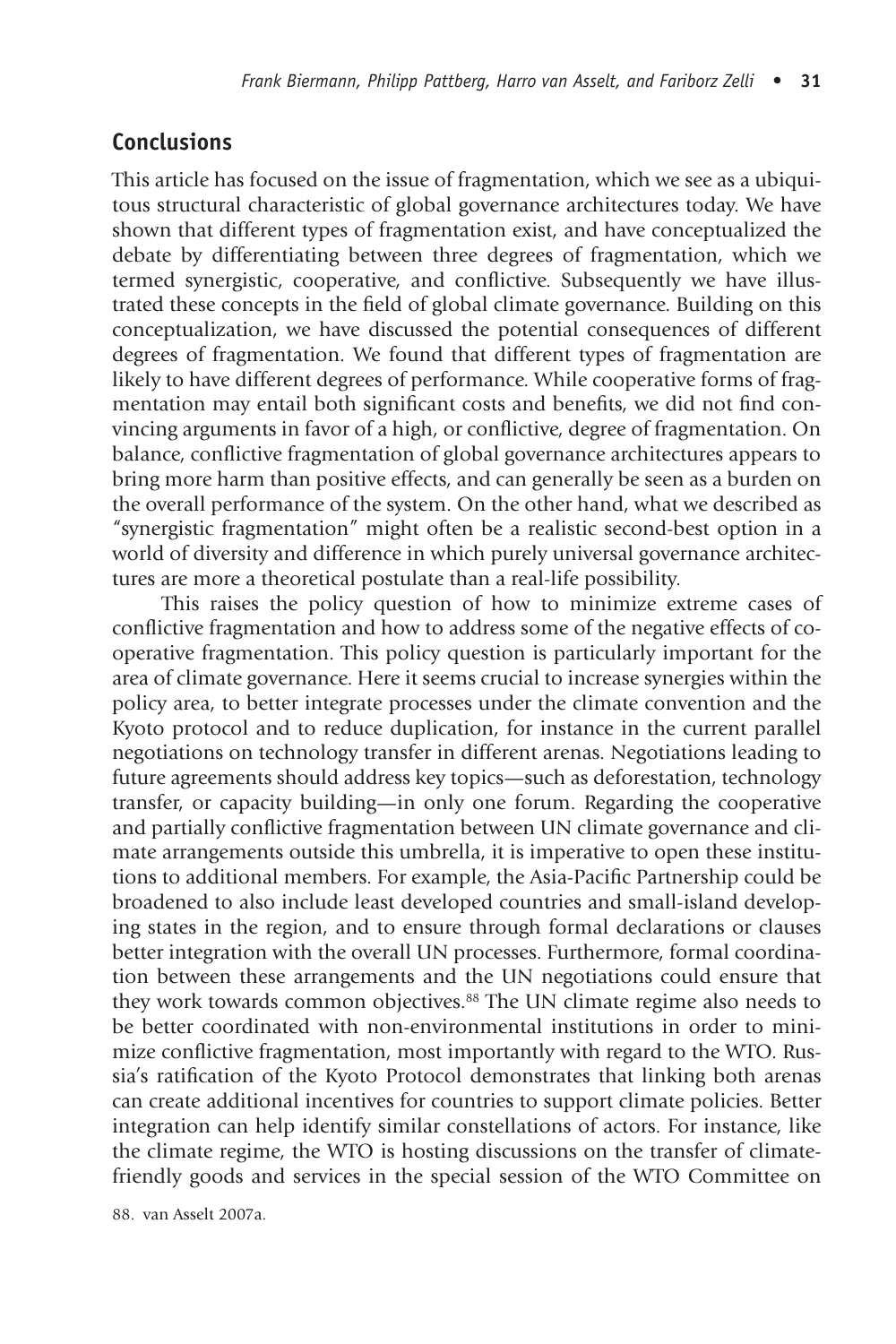## Conclusions

This article has focused on the issue of fragmentation, which we see as a ubiquitous structural characteristic of global governance architectures today. We have shown that different types of fragmentation exist, and have conceptualized the debate by differentiating between three degrees of fragmentation, which we termed synergistic, cooperative, and conflictive. Subsequently we have illustrated these concepts in the field of global climate governance. Building on this conceptualization, we have discussed the potential consequences of different degrees of fragmentation. We found that different types of fragmentation are likely to have different degrees of performance. While cooperative forms of fragmentation may entail both significant costs and benefits, we did not find convincing arguments in favor of a high, or conflictive, degree of fragmentation. On balance, conflictive fragmentation of global governance architectures appears to bring more harm than positive effects, and can generally be seen as a burden on the overall performance of the system. On the other hand, what we described as "synergistic fragmentation" might often be a realistic second-best option in a world of diversity and difference in which purely universal governance architectures are more a theoretical postulate than a real-life possibility.

This raises the policy question of how to minimize extreme cases of conflictive fragmentation and how to address some of the negative effects of cooperative fragmentation. This policy question is particularly important for the area of climate governance. Here it seems crucial to increase synergies within the policy area, to better integrate processes under the climate convention and the Kyoto protocol and to reduce duplication, for instance in the current parallel negotiations on technology transfer in different arenas. Negotiations leading to future agreements should address key topics—such as deforestation, technology transfer, or capacity building—in only one forum. Regarding the cooperative and partially conflictive fragmentation between UN climate governance and climate arrangements outside this umbrella, it is imperative to open these institutions to additional members. For example, the Asia-Pacific Partnership could be broadened to also include least developed countries and small-island developing states in the region, and to ensure through formal declarations or clauses better integration with the overall UN processes. Furthermore, formal coordination between these arrangements and the UN negotiations could ensure that they work towards common objectives.[88] The UN climate regime also needs to be better coordinated with non-environmental institutions in order to minimize conflictive fragmentation, most importantly with regard to the WTO. Russia's ratification of the Kyoto Protocol demonstrates that linking both arenas can create additional incentives for countries to support climate policies. Better integration can help identify similar constellations of actors. For instance, like the climate regime, the WTO is hosting discussions on the transfer of climate-friendly goods and services in the special session of the WTO Committee on

88. van Asselt 2007a.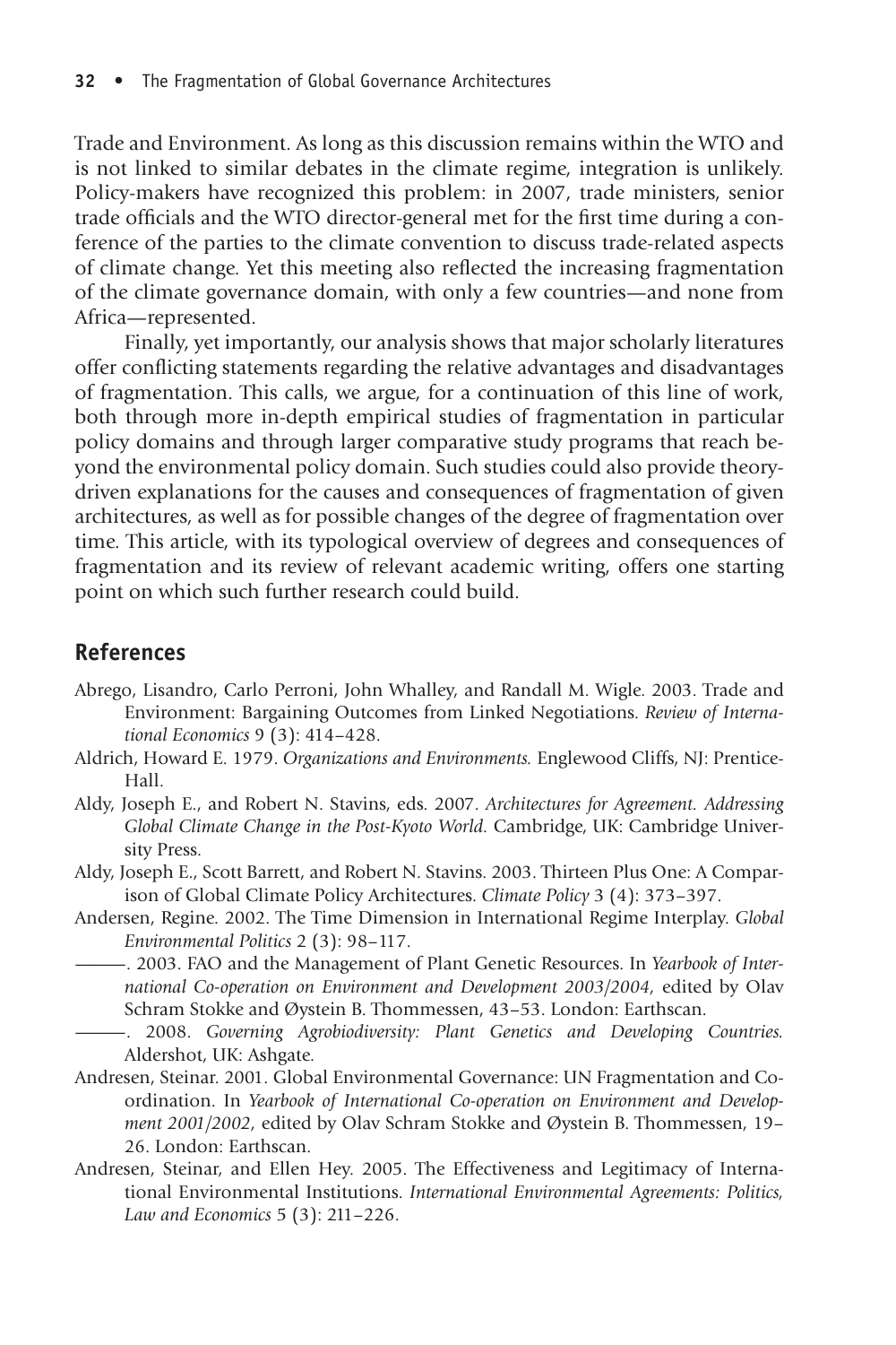Trade and Environment. As long as this discussion remains within the WTO and is not linked to similar debates in the climate regime, integration is unlikely. Policy-makers have recognized this problem: in 2007, trade ministers, senior trade officials and the WTO director-general met for the first time during a conference of the parties to the climate convention to discuss trade-related aspects of climate change. Yet this meeting also reflected the increasing fragmentation of the climate governance domain, with only a few countries—and none from Africa—represented.

Finally, yet importantly, our analysis shows that major scholarly literatures offer conflicting statements regarding the relative advantages and disadvantages of fragmentation. This calls, we argue, for a continuation of this line of work, both through more in-depth empirical studies of fragmentation in particular policy domains and through larger comparative study programs that reach beyond the environmental policy domain. Such studies could also provide theory-driven explanations for the causes and consequences of fragmentation of given architectures, as well as for possible changes of the degree of fragmentation over time. This article, with its typological overview of degrees and consequences of fragmentation and its review of relevant academic writing, offers one starting point on which such further research could build.

## References

Abrego, Lisandro, Carlo Perroni, John Whalley, and Randall M. Wigle. 2003. Trade and Environment: Bargaining Outcomes from Linked Negotiations. *Review of International Economics* 9 (3): 414–428.

Aldrich, Howard E. 1979. *Organizations and Environments.* Englewood Cliffs, NJ: Prentice-Hall.

Aldy, Joseph E., and Robert N. Stavins, eds. 2007. *Architectures for Agreement. Addressing Global Climate Change in the Post-Kyoto World.* Cambridge, UK: Cambridge University Press.

Aldy, Joseph E., Scott Barrett, and Robert N. Stavins. 2003. Thirteen Plus One: A Comparison of Global Climate Policy Architectures. *Climate Policy* 3 (4): 373–397.

Andersen, Regine. 2002. The Time Dimension in International Regime Interplay. *Global Environmental Politics* 2 (3): 98–117.

———. 2003. FAO and the Management of Plant Genetic Resources. In *Yearbook of International Co-operation on Environment and Development 2003/2004*, edited by Olav Schram Stokke and Øystein B. Thommessen, 43–53. London: Earthscan.

———. 2008. *Governing Agrobiodiversity: Plant Genetics and Developing Countries.* Aldershot, UK: Ashgate.

Andresen, Steinar. 2001. Global Environmental Governance: UN Fragmentation and Coordination. In *Yearbook of International Co-operation on Environment and Development 2001/2002,* edited by Olav Schram Stokke and Øystein B. Thommessen, 19–26. London: Earthscan.

Andresen, Steinar, and Ellen Hey. 2005. The Effectiveness and Legitimacy of International Environmental Institutions. *International Environmental Agreements: Politics, Law and Economics* 5 (3): 211–226.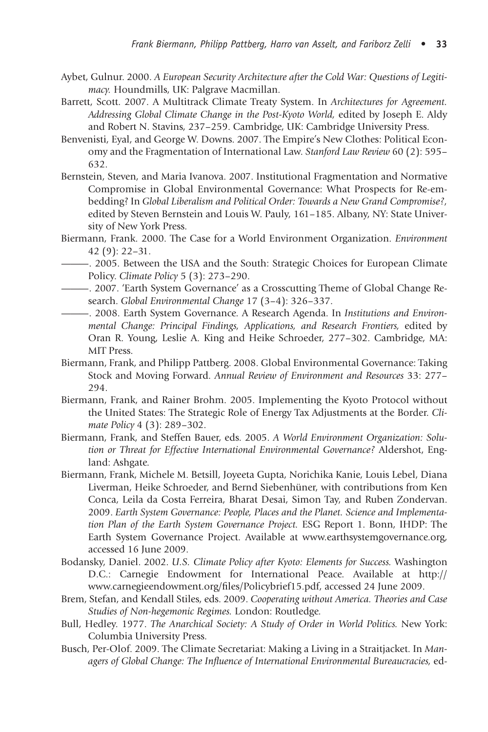Aybet, Gulnur. 2000. *A European Security Architecture after the Cold War: Questions of Legitimacy.* Houndmills, UK: Palgrave Macmillan.

Barrett, Scott. 2007. A Multitrack Climate Treaty System. In *Architectures for Agreement. Addressing Global Climate Change in the Post-Kyoto World,* edited by Joseph E. Aldy and Robert N. Stavins, 237–259. Cambridge, UK: Cambridge University Press.

Benvenisti, Eyal, and George W. Downs. 2007. The Empire's New Clothes: Political Economy and the Fragmentation of International Law. *Stanford Law Review* 60 (2): 595–632.

Bernstein, Steven, and Maria Ivanova. 2007. Institutional Fragmentation and Normative Compromise in Global Environmental Governance: What Prospects for Re-embedding? In *Global Liberalism and Political Order: Towards a New Grand Compromise?*, edited by Steven Bernstein and Louis W. Pauly, 161–185. Albany, NY: State University of New York Press.

Biermann, Frank. 2000. The Case for a World Environment Organization. *Environment* 42 (9): 22–31.

———. 2005. Between the USA and the South: Strategic Choices for European Climate Policy. *Climate Policy* 5 (3): 273–290.

———. 2007. 'Earth System Governance' as a Crosscutting Theme of Global Change Research. *Global Environmental Change* 17 (3–4): 326–337.

———. 2008. Earth System Governance. A Research Agenda. In *Institutions and Environmental Change: Principal Findings, Applications, and Research Frontiers,* edited by Oran R. Young, Leslie A. King and Heike Schroeder, 277–302. Cambridge, MA: MIT Press.

Biermann, Frank, and Philipp Pattberg. 2008. Global Environmental Governance: Taking Stock and Moving Forward. *Annual Review of Environment and Resources* 33: 277–294.

Biermann, Frank, and Rainer Brohm. 2005. Implementing the Kyoto Protocol without the United States: The Strategic Role of Energy Tax Adjustments at the Border. *Climate Policy* 4 (3): 289–302.

Biermann, Frank, and Steffen Bauer, eds. 2005. *A World Environment Organization: Solution or Threat for Effective International Environmental Governance?* Aldershot, England: Ashgate.

Biermann, Frank, Michele M. Betsill, Joyeeta Gupta, Norichika Kanie, Louis Lebel, Diana Liverman, Heike Schroeder, and Bernd Siebenhüner, with contributions from Ken Conca, Leila da Costa Ferreira, Bharat Desai, Simon Tay, and Ruben Zondervan. 2009. *Earth System Governance: People, Places and the Planet. Science and Implementation Plan of the Earth System Governance Project.* ESG Report 1. Bonn, IHDP: The Earth System Governance Project. Available at www.earthsystemgovernance.org, accessed 16 June 2009.

Bodansky, Daniel. 2002. *U.S. Climate Policy after Kyoto: Elements for Success.* Washington D.C.: Carnegie Endowment for International Peace. Available at http://www.carnegieendowment.org/files/Policybrief15.pdf, accessed 24 June 2009.

Brem, Stefan, and Kendall Stiles, eds. 2009. *Cooperating without America. Theories and Case Studies of Non-hegemonic Regimes.* London: Routledge.

Bull, Hedley. 1977. *The Anarchical Society: A Study of Order in World Politics.* New York: Columbia University Press.

Busch, Per-Olof. 2009. The Climate Secretariat: Making a Living in a Straitjacket. In *Managers of Global Change: The Influence of International Environmental Bureaucracies,* ed-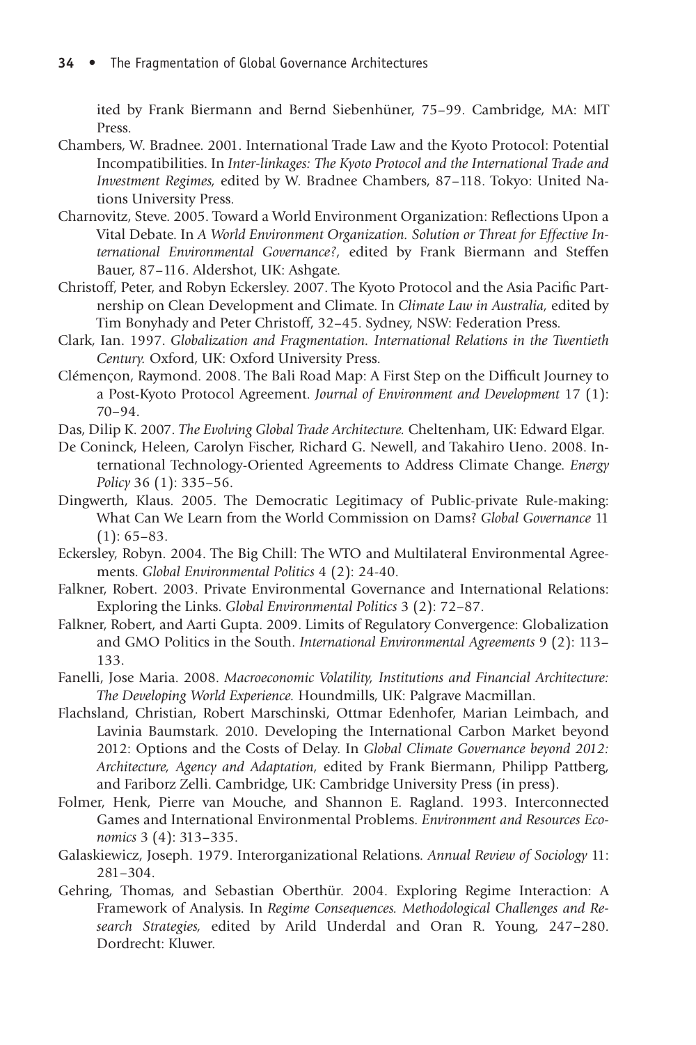ited by Frank Biermann and Bernd Siebenhüner, 75–99. Cambridge, MA: MIT Press.

Chambers, W. Bradnee. 2001. International Trade Law and the Kyoto Protocol: Potential Incompatibilities. In *Inter-linkages: The Kyoto Protocol and the International Trade and Investment Regimes,* edited by W. Bradnee Chambers, 87–118. Tokyo: United Nations University Press.

Charnovitz, Steve. 2005. Toward a World Environment Organization: Reflections Upon a Vital Debate. In *A World Environment Organization. Solution or Threat for Effective International Environmental Governance?,* edited by Frank Biermann and Steffen Bauer, 87–116. Aldershot, UK: Ashgate.

Christoff, Peter, and Robyn Eckersley. 2007. The Kyoto Protocol and the Asia Pacific Partnership on Clean Development and Climate. In *Climate Law in Australia,* edited by Tim Bonyhady and Peter Christoff, 32–45. Sydney, NSW: Federation Press.

Clark, Ian. 1997. *Globalization and Fragmentation. International Relations in the Twentieth Century.* Oxford, UK: Oxford University Press.

Clémençon, Raymond. 2008. The Bali Road Map: A First Step on the Difficult Journey to a Post-Kyoto Protocol Agreement. *Journal of Environment and Development* 17 (1): 70–94.

Das, Dilip K. 2007. *The Evolving Global Trade Architecture.* Cheltenham, UK: Edward Elgar.

De Coninck, Heleen, Carolyn Fischer, Richard G. Newell, and Takahiro Ueno. 2008. International Technology-Oriented Agreements to Address Climate Change. *Energy Policy* 36 (1): 335–56.

Dingwerth, Klaus. 2005. The Democratic Legitimacy of Public-private Rule-making: What Can We Learn from the World Commission on Dams? *Global Governance* 11 (1): 65–83.

Eckersley, Robyn. 2004. The Big Chill: The WTO and Multilateral Environmental Agreements. *Global Environmental Politics* 4 (2): 24-40.

Falkner, Robert. 2003. Private Environmental Governance and International Relations: Exploring the Links. *Global Environmental Politics* 3 (2): 72–87.

Falkner, Robert, and Aarti Gupta. 2009. Limits of Regulatory Convergence: Globalization and GMO Politics in the South. *International Environmental Agreements* 9 (2): 113–133.

Fanelli, Jose Maria. 2008. *Macroeconomic Volatility, Institutions and Financial Architecture: The Developing World Experience.* Houndmills, UK: Palgrave Macmillan.

Flachsland, Christian, Robert Marschinski, Ottmar Edenhofer, Marian Leimbach, and Lavinia Baumstark. 2010. Developing the International Carbon Market beyond 2012: Options and the Costs of Delay. In *Global Climate Governance beyond 2012: Architecture, Agency and Adaptation,* edited by Frank Biermann, Philipp Pattberg, and Fariborz Zelli. Cambridge, UK: Cambridge University Press (in press).

Folmer, Henk, Pierre van Mouche, and Shannon E. Ragland. 1993. Interconnected Games and International Environmental Problems. *Environment and Resources Economics* 3 (4): 313–335.

Galaskiewicz, Joseph. 1979. Interorganizational Relations. *Annual Review of Sociology* 11: 281–304.

Gehring, Thomas, and Sebastian Oberthür. 2004. Exploring Regime Interaction: A Framework of Analysis. In *Regime Consequences. Methodological Challenges and Research Strategies,* edited by Arild Underdal and Oran R. Young, 247–280. Dordrecht: Kluwer.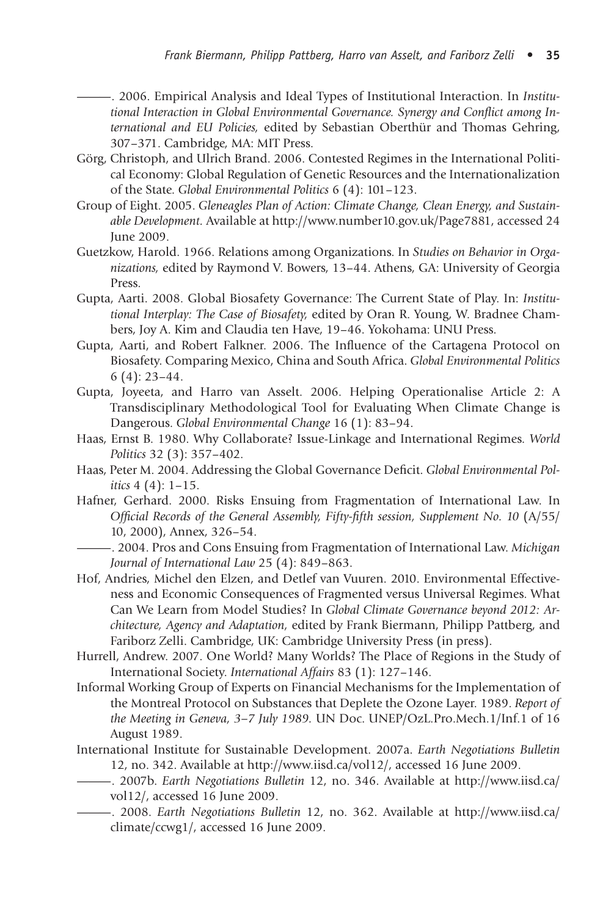———. 2006. Empirical Analysis and Ideal Types of Institutional Interaction. In *Institutional Interaction in Global Environmental Governance. Synergy and Conflict among International and EU Policies,* edited by Sebastian Oberthür and Thomas Gehring, 307–371. Cambridge, MA: MIT Press.

Görg, Christoph, and Ulrich Brand. 2006. Contested Regimes in the International Political Economy: Global Regulation of Genetic Resources and the Internationalization of the State. *Global Environmental Politics* 6 (4): 101–123.

Group of Eight. 2005. *Gleneagles Plan of Action: Climate Change, Clean Energy, and Sustainable Development.* Available at http://www.number10.gov.uk/Page7881, accessed 24 June 2009.

Guetzkow, Harold. 1966. Relations among Organizations. In *Studies on Behavior in Organizations,* edited by Raymond V. Bowers, 13–44. Athens, GA: University of Georgia Press.

Gupta, Aarti. 2008. Global Biosafety Governance: The Current State of Play. In: *Institutional Interplay: The Case of Biosafety,* edited by Oran R. Young, W. Bradnee Chambers, Joy A. Kim and Claudia ten Have, 19–46. Yokohama: UNU Press.

Gupta, Aarti, and Robert Falkner. 2006. The Influence of the Cartagena Protocol on Biosafety. Comparing Mexico, China and South Africa. *Global Environmental Politics* 6 (4): 23–44.

Gupta, Joyeeta, and Harro van Asselt. 2006. Helping Operationalise Article 2: A Transdisciplinary Methodological Tool for Evaluating When Climate Change is Dangerous. *Global Environmental Change* 16 (1): 83–94.

Haas, Ernst B. 1980. Why Collaborate? Issue-Linkage and International Regimes. *World Politics* 32 (3): 357–402.

Haas, Peter M. 2004. Addressing the Global Governance Deficit. *Global Environmental Politics* 4 (4): 1–15.

Hafner, Gerhard. 2000. Risks Ensuing from Fragmentation of International Law. In *Official Records of the General Assembly, Fifty-fifth session, Supplement No. 10* (A/55/10, 2000), Annex, 326–54.

———. 2004. Pros and Cons Ensuing from Fragmentation of International Law. *Michigan Journal of International Law* 25 (4): 849–863.

Hof, Andries, Michel den Elzen, and Detlef van Vuuren. 2010. Environmental Effectiveness and Economic Consequences of Fragmented versus Universal Regimes. What Can We Learn from Model Studies? In *Global Climate Governance beyond 2012: Architecture, Agency and Adaptation,* edited by Frank Biermann, Philipp Pattberg, and Fariborz Zelli. Cambridge, UK: Cambridge University Press (in press).

Hurrell, Andrew. 2007. One World? Many Worlds? The Place of Regions in the Study of International Society. *International Affairs* 83 (1): 127–146.

Informal Working Group of Experts on Financial Mechanisms for the Implementation of the Montreal Protocol on Substances that Deplete the Ozone Layer. 1989. *Report of the Meeting in Geneva, 3–7 July 1989.* UN Doc. UNEP/OzL.Pro.Mech.1/Inf.1 of 16 August 1989.

International Institute for Sustainable Development. 2007a. *Earth Negotiations Bulletin* 12, no. 342. Available at http://www.iisd.ca/vol12/, accessed 16 June 2009.

———. 2007b. *Earth Negotiations Bulletin* 12, no. 346. Available at http://www.iisd.ca/vol12/, accessed 16 June 2009.

———. 2008. *Earth Negotiations Bulletin* 12, no. 362. Available at http://www.iisd.ca/climate/ccwg1/, accessed 16 June 2009.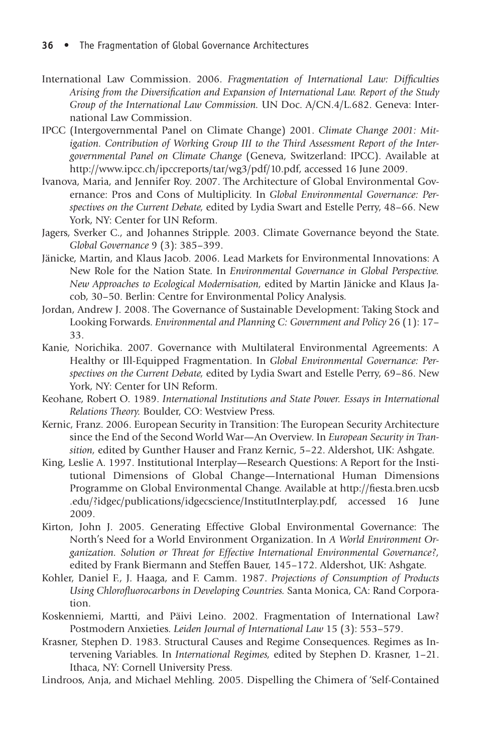International Law Commission. 2006. *Fragmentation of International Law: Difficulties Arising from the Diversification and Expansion of International Law. Report of the Study Group of the International Law Commission.* UN Doc. A/CN.4/L.682. Geneva: International Law Commission.

IPCC (Intergovernmental Panel on Climate Change) 2001. *Climate Change 2001: Mitigation. Contribution of Working Group III to the Third Assessment Report of the Intergovernmental Panel on Climate Change* (Geneva, Switzerland: IPCC). Available at http://www.ipcc.ch/ipccreports/tar/wg3/pdf/10.pdf, accessed 16 June 2009.

Ivanova, Maria, and Jennifer Roy. 2007. The Architecture of Global Environmental Governance: Pros and Cons of Multiplicity. In *Global Environmental Governance: Perspectives on the Current Debate,* edited by Lydia Swart and Estelle Perry, 48–66. New York, NY: Center for UN Reform.

Jagers, Sverker C., and Johannes Stripple. 2003. Climate Governance beyond the State. *Global Governance* 9 (3): 385–399.

Jänicke, Martin, and Klaus Jacob. 2006. Lead Markets for Environmental Innovations: A New Role for the Nation State. In *Environmental Governance in Global Perspective. New Approaches to Ecological Modernisation,* edited by Martin Jänicke and Klaus Jacob, 30–50. Berlin: Centre for Environmental Policy Analysis.

Jordan, Andrew J. 2008. The Governance of Sustainable Development: Taking Stock and Looking Forwards. *Environmental and Planning C: Government and Policy* 26 (1): 17–33.

Kanie, Norichika. 2007. Governance with Multilateral Environmental Agreements: A Healthy or Ill-Equipped Fragmentation. In *Global Environmental Governance: Perspectives on the Current Debate,* edited by Lydia Swart and Estelle Perry, 69–86. New York, NY: Center for UN Reform.

Keohane, Robert O. 1989. *International Institutions and State Power. Essays in International Relations Theory.* Boulder, CO: Westview Press.

Kernic, Franz. 2006. European Security in Transition: The European Security Architecture since the End of the Second World War—An Overview. In *European Security in Transition,* edited by Gunther Hauser and Franz Kernic, 5–22. Aldershot, UK: Ashgate.

King, Leslie A. 1997. Institutional Interplay—Research Questions: A Report for the Institutional Dimensions of Global Change—International Human Dimensions Programme on Global Environmental Change. Available at http://fiesta.bren.ucsb.edu/?idgec/publications/idgecscience/InstitutInterplay.pdf, accessed 16 June 2009.

Kirton, John J. 2005. Generating Effective Global Environmental Governance: The North's Need for a World Environment Organization. In *A World Environment Organization. Solution or Threat for Effective International Environmental Governance?*, edited by Frank Biermann and Steffen Bauer, 145–172. Aldershot, UK: Ashgate.

Kohler, Daniel F., J. Haaga, and F. Camm. 1987. *Projections of Consumption of Products Using Chlorofluorocarbons in Developing Countries.* Santa Monica, CA: Rand Corporation.

Koskenniemi, Martti, and Päivi Leino. 2002. Fragmentation of International Law? Postmodern Anxieties. *Leiden Journal of International Law* 15 (3): 553–579.

Krasner, Stephen D. 1983. Structural Causes and Regime Consequences. Regimes as Intervening Variables. In *International Regimes,* edited by Stephen D. Krasner, 1–21. Ithaca, NY: Cornell University Press.

Lindroos, Anja, and Michael Mehling. 2005. Dispelling the Chimera of 'Self-Contained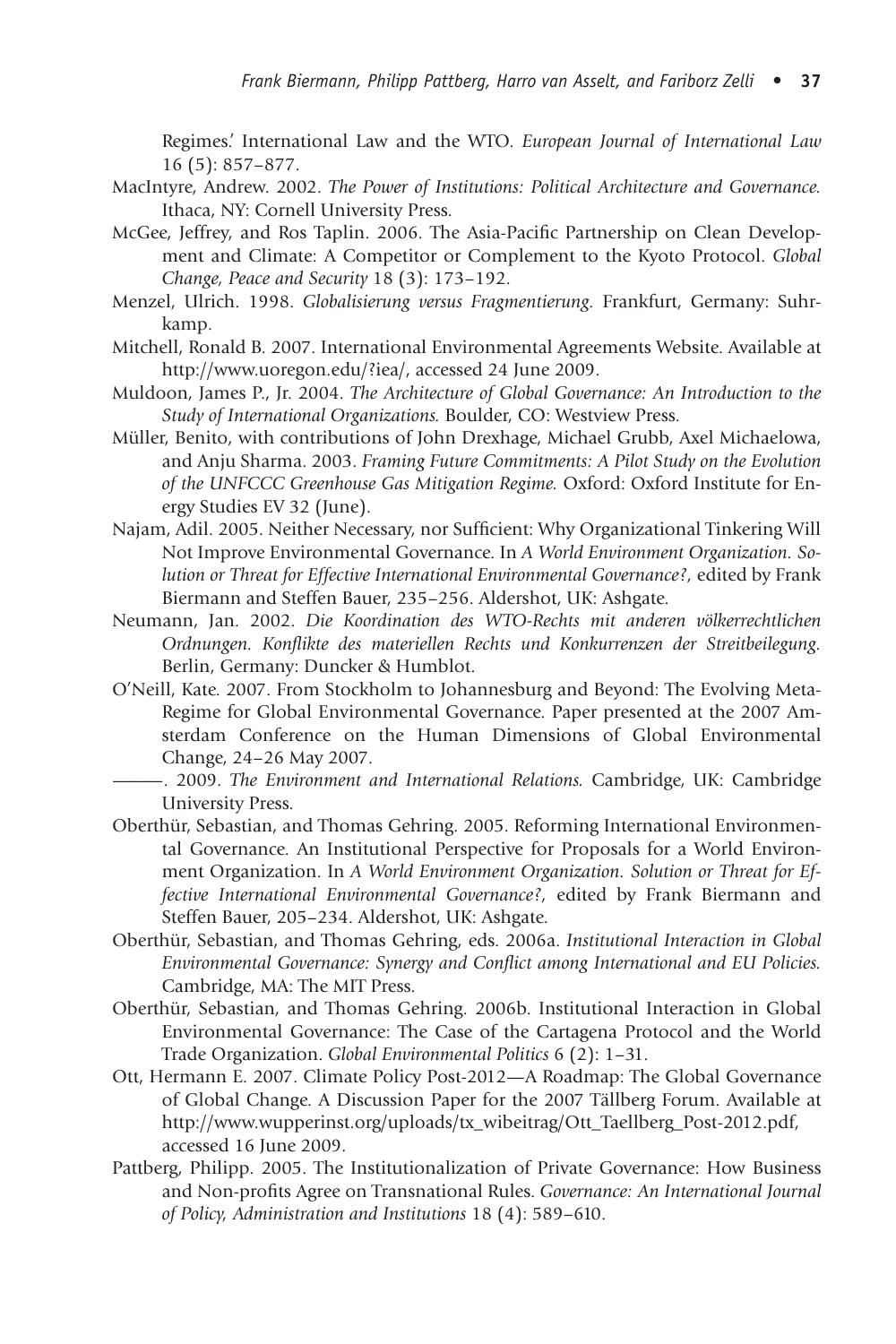Regimes.' International Law and the WTO. *European Journal of International Law* 16 (5): 857–877.

MacIntyre, Andrew. 2002. *The Power of Institutions: Political Architecture and Governance.* Ithaca, NY: Cornell University Press.

McGee, Jeffrey, and Ros Taplin. 2006. The Asia-Pacific Partnership on Clean Development and Climate: A Competitor or Complement to the Kyoto Protocol. *Global Change, Peace and Security* 18 (3): 173–192.

Menzel, Ulrich. 1998. *Globalisierung versus Fragmentierung.* Frankfurt, Germany: Suhrkamp.

Mitchell, Ronald B. 2007. International Environmental Agreements Website. Available at http://www.uoregon.edu/?iea/, accessed 24 June 2009.

Muldoon, James P., Jr. 2004. *The Architecture of Global Governance: An Introduction to the Study of International Organizations.* Boulder, CO: Westview Press.

Müller, Benito, with contributions of John Drexhage, Michael Grubb, Axel Michaelowa, and Anju Sharma. 2003. *Framing Future Commitments: A Pilot Study on the Evolution of the UNFCCC Greenhouse Gas Mitigation Regime.* Oxford: Oxford Institute for Energy Studies EV 32 (June).

Najam, Adil. 2005. Neither Necessary, nor Sufficient: Why Organizational Tinkering Will Not Improve Environmental Governance. In *A World Environment Organization. Solution or Threat for Effective International Environmental Governance?*, edited by Frank Biermann and Steffen Bauer, 235–256. Aldershot, UK: Ashgate.

Neumann, Jan. 2002. *Die Koordination des WTO-Rechts mit anderen völkerrechtlichen Ordnungen. Konflikte des materiellen Rechts und Konkurrenzen der Streitbeilegung.* Berlin, Germany: Duncker & Humblot.

O'Neill, Kate. 2007. From Stockholm to Johannesburg and Beyond: The Evolving Meta-Regime for Global Environmental Governance. Paper presented at the 2007 Amsterdam Conference on the Human Dimensions of Global Environmental Change, 24–26 May 2007.

———. 2009. *The Environment and International Relations.* Cambridge, UK: Cambridge University Press.

Oberthür, Sebastian, and Thomas Gehring. 2005. Reforming International Environmental Governance. An Institutional Perspective for Proposals for a World Environment Organization. In *A World Environment Organization. Solution or Threat for Effective International Environmental Governance?*, edited by Frank Biermann and Steffen Bauer, 205–234. Aldershot, UK: Ashgate.

Oberthür, Sebastian, and Thomas Gehring, eds. 2006a. *Institutional Interaction in Global Environmental Governance: Synergy and Conflict among International and EU Policies.* Cambridge, MA: The MIT Press.

Oberthür, Sebastian, and Thomas Gehring. 2006b. Institutional Interaction in Global Environmental Governance: The Case of the Cartagena Protocol and the World Trade Organization. *Global Environmental Politics* 6 (2): 1–31.

Ott, Hermann E. 2007. Climate Policy Post-2012—A Roadmap: The Global Governance of Global Change. A Discussion Paper for the 2007 Tällberg Forum. Available at http://www.wupperinst.org/uploads/tx_wibeitrag/Ott_Taellberg_Post-2012.pdf, accessed 16 June 2009.

Pattberg, Philipp. 2005. The Institutionalization of Private Governance: How Business and Non-profits Agree on Transnational Rules. *Governance: An International Journal of Policy, Administration and Institutions* 18 (4): 589–610.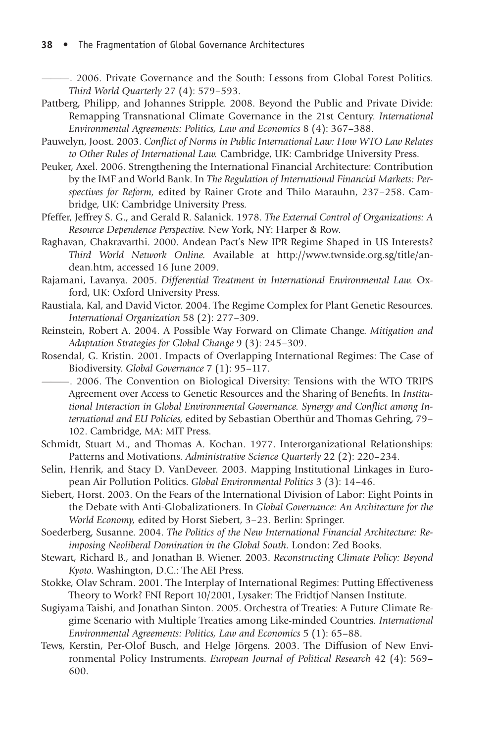———. 2006. Private Governance and the South: Lessons from Global Forest Politics. *Third World Quarterly* 27 (4): 579–593.

Pattberg, Philipp, and Johannes Stripple. 2008. Beyond the Public and Private Divide: Remapping Transnational Climate Governance in the 21st Century. *International Environmental Agreements: Politics, Law and Economics* 8 (4): 367–388.

Pauwelyn, Joost. 2003. *Conflict of Norms in Public International Law: How WTO Law Relates to Other Rules of International Law.* Cambridge, UK: Cambridge University Press.

Peuker, Axel. 2006. Strengthening the International Financial Architecture: Contribution by the IMF and World Bank. In *The Regulation of International Financial Markets: Perspectives for Reform,* edited by Rainer Grote and Thilo Marauhn, 237–258. Cambridge, UK: Cambridge University Press.

Pfeffer, Jeffrey S. G., and Gerald R. Salanick. 1978. *The External Control of Organizations: A Resource Dependence Perspective.* New York, NY: Harper & Row.

Raghavan, Chakravarthi. 2000. Andean Pact's New IPR Regime Shaped in US Interests? *Third World Network Online.* Available at http://www.twnside.org.sg/title/andean.htm, accessed 16 June 2009.

Rajamani, Lavanya. 2005. *Differential Treatment in International Environmental Law.* Oxford, UK: Oxford University Press.

Raustiala, Kal, and David Victor. 2004. The Regime Complex for Plant Genetic Resources. *International Organization* 58 (2): 277–309.

Reinstein, Robert A. 2004. A Possible Way Forward on Climate Change. *Mitigation and Adaptation Strategies for Global Change* 9 (3): 245–309.

Rosendal, G. Kristin. 2001. Impacts of Overlapping International Regimes: The Case of Biodiversity. *Global Governance* 7 (1): 95–117.

———. 2006. The Convention on Biological Diversity: Tensions with the WTO TRIPS Agreement over Access to Genetic Resources and the Sharing of Benefits. In *Institutional Interaction in Global Environmental Governance. Synergy and Conflict among International and EU Policies,* edited by Sebastian Oberthür and Thomas Gehring, 79–102. Cambridge, MA: MIT Press.

Schmidt, Stuart M., and Thomas A. Kochan. 1977. Interorganizational Relationships: Patterns and Motivations. *Administrative Science Quarterly* 22 (2): 220–234.

Selin, Henrik, and Stacy D. VanDeveer. 2003. Mapping Institutional Linkages in European Air Pollution Politics. *Global Environmental Politics* 3 (3): 14–46.

Siebert, Horst. 2003. On the Fears of the International Division of Labor: Eight Points in the Debate with Anti-Globalizationers. In *Global Governance: An Architecture for the World Economy,* edited by Horst Siebert, 3–23. Berlin: Springer.

Soederberg, Susanne. 2004. *The Politics of the New International Financial Architecture: Reimposing Neoliberal Domination in the Global South.* London: Zed Books.

Stewart, Richard B., and Jonathan B. Wiener. 2003. *Reconstructing Climate Policy: Beyond Kyoto.* Washington, D.C.: The AEI Press.

Stokke, Olav Schram. 2001. The Interplay of International Regimes: Putting Effectiveness Theory to Work? FNI Report 10/2001, Lysaker: The Fridtjof Nansen Institute.

Sugiyama Taishi, and Jonathan Sinton. 2005. Orchestra of Treaties: A Future Climate Regime Scenario with Multiple Treaties among Like-minded Countries. *International Environmental Agreements: Politics, Law and Economics* 5 (1): 65–88.

Tews, Kerstin, Per-Olof Busch, and Helge Jörgens. 2003. The Diffusion of New Environmental Policy Instruments. *European Journal of Political Research* 42 (4): 569–600.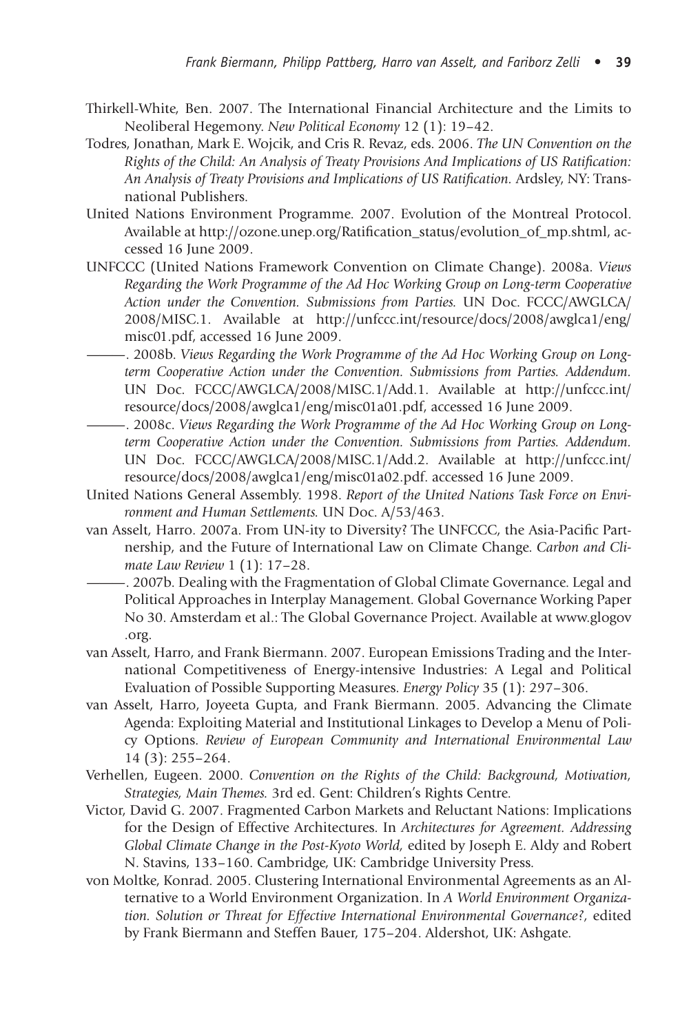Thirkell-White, Ben. 2007. The International Financial Architecture and the Limits to Neoliberal Hegemony. *New Political Economy* 12 (1): 19–42.

Todres, Jonathan, Mark E. Wojcik, and Cris R. Revaz, eds. 2006. *The UN Convention on the Rights of the Child: An Analysis of Treaty Provisions And Implications of US Ratification: An Analysis of Treaty Provisions and Implications of US Ratification.* Ardsley, NY: Transnational Publishers.

United Nations Environment Programme. 2007. Evolution of the Montreal Protocol. Available at http://ozone.unep.org/Ratification_status/evolution_of_mp.shtml, accessed 16 June 2009.

UNFCCC (United Nations Framework Convention on Climate Change). 2008a. *Views Regarding the Work Programme of the Ad Hoc Working Group on Long-term Cooperative Action under the Convention. Submissions from Parties.* UN Doc. FCCC/AWGLCA/2008/MISC.1. Available at http://unfccc.int/resource/docs/2008/awglca1/eng/misc01.pdf, accessed 16 June 2009.

———. 2008b. *Views Regarding the Work Programme of the Ad Hoc Working Group on Long-term Cooperative Action under the Convention. Submissions from Parties. Addendum.* UN Doc. FCCC/AWGLCA/2008/MISC.1/Add.1. Available at http://unfccc.int/resource/docs/2008/awglca1/eng/misc01a01.pdf, accessed 16 June 2009.

———. 2008c. *Views Regarding the Work Programme of the Ad Hoc Working Group on Long-term Cooperative Action under the Convention. Submissions from Parties. Addendum.* UN Doc. FCCC/AWGLCA/2008/MISC.1/Add.2. Available at http://unfccc.int/resource/docs/2008/awglca1/eng/misc01a02.pdf. accessed 16 June 2009.

United Nations General Assembly. 1998. *Report of the United Nations Task Force on Environment and Human Settlements.* UN Doc. A/53/463.

van Asselt, Harro. 2007a. From UN-ity to Diversity? The UNFCCC, the Asia-Pacific Partnership, and the Future of International Law on Climate Change. *Carbon and Climate Law Review* 1 (1): 17–28.

———. 2007b. Dealing with the Fragmentation of Global Climate Governance. Legal and Political Approaches in Interplay Management. Global Governance Working Paper No 30. Amsterdam et al.: The Global Governance Project. Available at www.glogov.org.

van Asselt, Harro, and Frank Biermann. 2007. European Emissions Trading and the International Competitiveness of Energy-intensive Industries: A Legal and Political Evaluation of Possible Supporting Measures. *Energy Policy* 35 (1): 297–306.

van Asselt, Harro, Joyeeta Gupta, and Frank Biermann. 2005. Advancing the Climate Agenda: Exploiting Material and Institutional Linkages to Develop a Menu of Policy Options. *Review of European Community and International Environmental Law* 14 (3): 255–264.

Verhellen, Eugeen. 2000. *Convention on the Rights of the Child: Background, Motivation, Strategies, Main Themes.* 3rd ed. Gent: Children's Rights Centre.

Victor, David G. 2007. Fragmented Carbon Markets and Reluctant Nations: Implications for the Design of Effective Architectures. In *Architectures for Agreement. Addressing Global Climate Change in the Post-Kyoto World,* edited by Joseph E. Aldy and Robert N. Stavins, 133–160. Cambridge, UK: Cambridge University Press.

von Moltke, Konrad. 2005. Clustering International Environmental Agreements as an Alternative to a World Environment Organization. In *A World Environment Organization. Solution or Threat for Effective International Environmental Governance?*, edited by Frank Biermann and Steffen Bauer, 175–204. Aldershot, UK: Ashgate.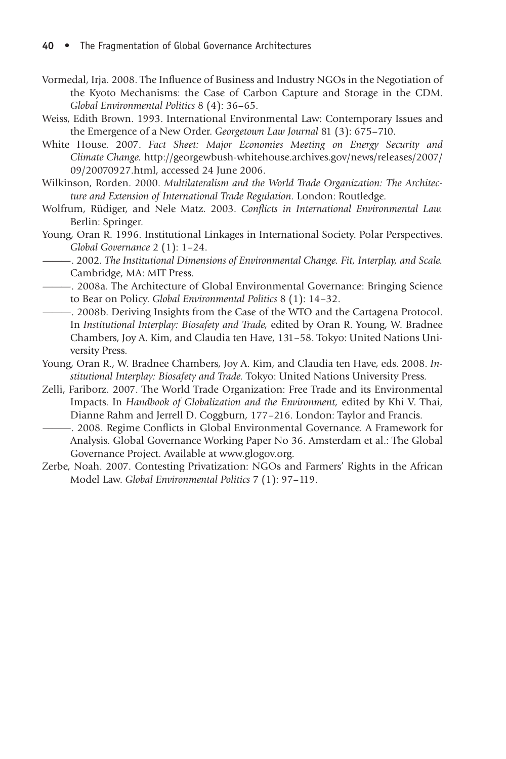Vormedal, Irja. 2008. The Influence of Business and Industry NGOs in the Negotiation of the Kyoto Mechanisms: the Case of Carbon Capture and Storage in the CDM. *Global Environmental Politics* 8 (4): 36–65.

Weiss, Edith Brown. 1993. International Environmental Law: Contemporary Issues and the Emergence of a New Order. *Georgetown Law Journal* 81 (3): 675–710.

White House. 2007. *Fact Sheet: Major Economies Meeting on Energy Security and Climate Change.* http://georgewbush-whitehouse.archives.gov/news/releases/2007/09/20070927.html, accessed 24 June 2006.

Wilkinson, Rorden. 2000. *Multilateralism and the World Trade Organization: The Architecture and Extension of International Trade Regulation.* London: Routledge.

Wolfrum, Rüdiger, and Nele Matz. 2003. *Conflicts in International Environmental Law.* Berlin: Springer.

Young, Oran R. 1996. Institutional Linkages in International Society. Polar Perspectives. *Global Governance* 2 (1): 1–24.

———. 2002. *The Institutional Dimensions of Environmental Change. Fit, Interplay, and Scale.* Cambridge, MA: MIT Press.

———. 2008a. The Architecture of Global Environmental Governance: Bringing Science to Bear on Policy. *Global Environmental Politics* 8 (1): 14–32.

———. 2008b. Deriving Insights from the Case of the WTO and the Cartagena Protocol. In *Institutional Interplay: Biosafety and Trade,* edited by Oran R. Young, W. Bradnee Chambers, Joy A. Kim, and Claudia ten Have, 131–58. Tokyo: United Nations University Press.

Young, Oran R., W. Bradnee Chambers, Joy A. Kim, and Claudia ten Have, eds. 2008. *Institutional Interplay: Biosafety and Trade.* Tokyo: United Nations University Press.

Zelli, Fariborz. 2007. The World Trade Organization: Free Trade and its Environmental Impacts. In *Handbook of Globalization and the Environment,* edited by Khi V. Thai, Dianne Rahm and Jerrell D. Coggburn, 177–216. London: Taylor and Francis.

———. 2008. Regime Conflicts in Global Environmental Governance. A Framework for Analysis. Global Governance Working Paper No 36. Amsterdam et al.: The Global Governance Project. Available at www.glogov.org.

Zerbe, Noah. 2007. Contesting Privatization: NGOs and Farmers' Rights in the African Model Law. *Global Environmental Politics* 7 (1): 97–119.